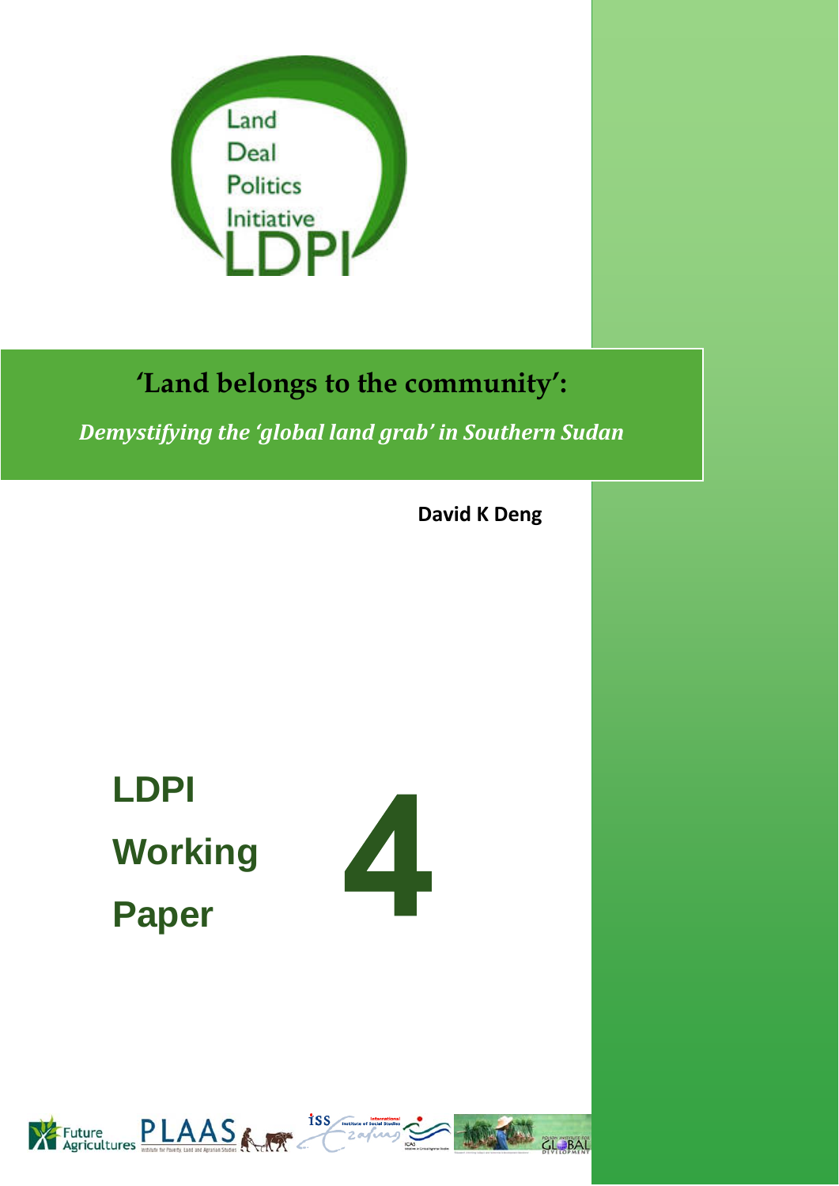Land

Deal

Politics

Initiative

LDPI

# 'Land belongs to the community':

*Demystifying the 'global land grab' in Southern Sudan*

**David K Deng**

**LDPI**

**Working**

**Paper**

**4**

Future Agricultures PLAAS Institute for Poverty, Land and Agrarian Studies ISS International Institute of Social Studies ICAS Initiatives in Critical Agrarian Studies POLSON INSTITUTE FOR GLOBAL DEVELOPMENT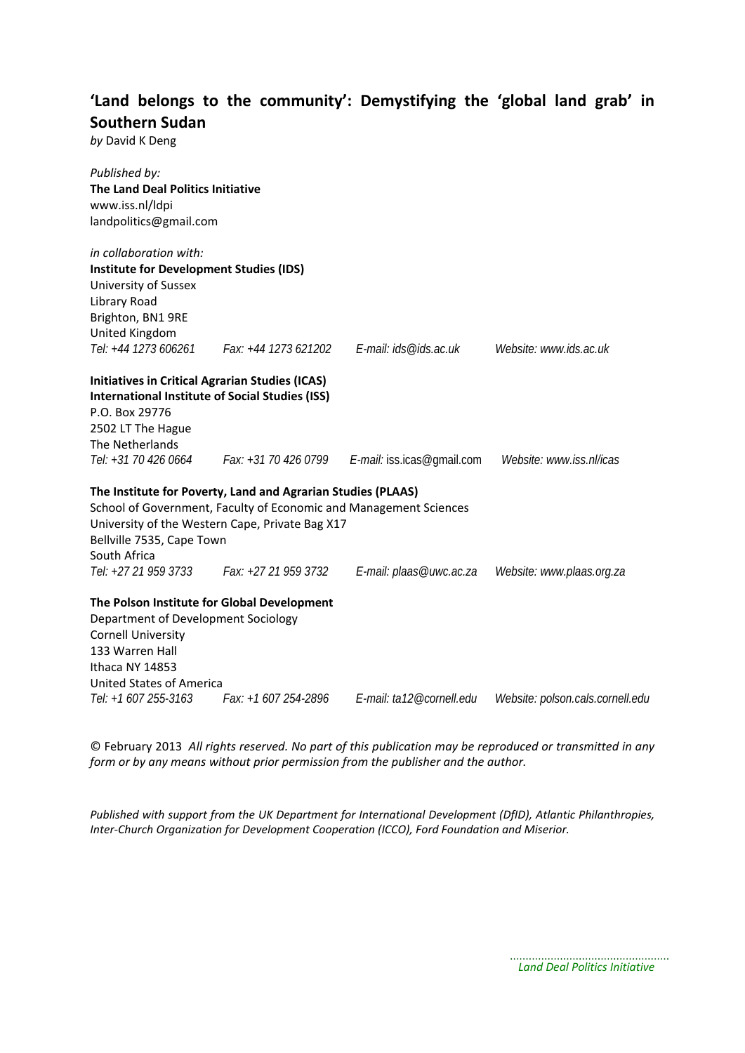# 'Land belongs to the community': Demystifying the 'global land grab' in Southern Sudan

*by* David K Deng

*Published by:*
**The Land Deal Politics Initiative**
www.iss.nl/ldpi
landpolitics@gmail.com

*in collaboration with:*
**Institute for Development Studies (IDS)**
University of Sussex
Library Road
Brighton, BN1 9RE
United Kingdom
*Tel: +44 1273 606261* *Fax: +44 1273 621202* *E-mail: ids@ids.ac.uk* *Website: www.ids.ac.uk*

**Initiatives in Critical Agrarian Studies (ICAS)**
**International Institute of Social Studies (ISS)**
P.O. Box 29776
2502 LT The Hague
The Netherlands
*Tel: +31 70 426 0664* *Fax: +31 70 426 0799* *E-mail: iss.icas@gmail.com* *Website: www.iss.nl/icas*

**The Institute for Poverty, Land and Agrarian Studies (PLAAS)**
School of Government, Faculty of Economic and Management Sciences
University of the Western Cape, Private Bag X17
Bellville 7535, Cape Town
South Africa
*Tel: +27 21 959 3733* *Fax: +27 21 959 3732* *E-mail: plaas@uwc.ac.za* *Website: www.plaas.org.za*

**The Polson Institute for Global Development**
Department of Development Sociology
Cornell University
133 Warren Hall
Ithaca NY 14853
United States of America
*Tel: +1 607 255-3163* *Fax: +1 607 254-2896* *E-mail: ta12@cornell.edu* *Website: polson.cals.cornell.edu*

© February 2013 *All rights reserved. No part of this publication may be reproduced or transmitted in any form or by any means without prior permission from the publisher and the author.*

*Published with support from the UK Department for International Development (DfID), Atlantic Philanthropies, Inter-Church Organization for Development Cooperation (ICCO), Ford Foundation and Miserior.*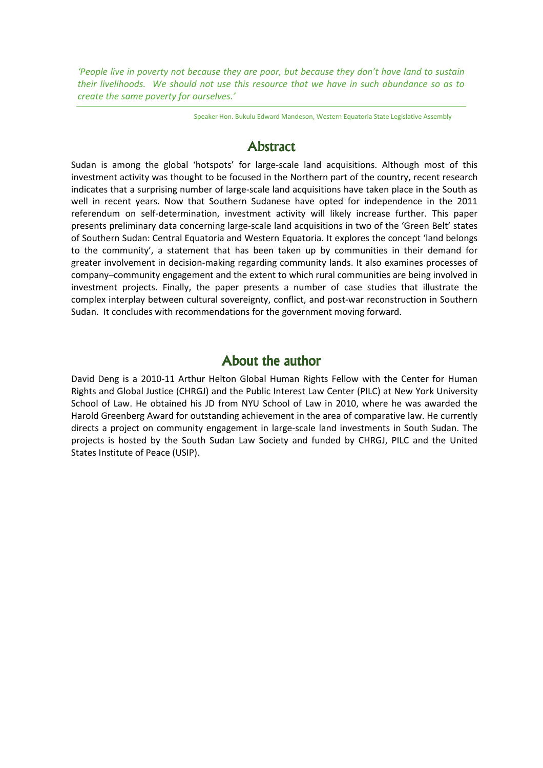*'People live in poverty not because they are poor, but because they don't have land to sustain their livelihoods. We should not use this resource that we have in such abundance so as to create the same poverty for ourselves.'*

Speaker Hon. Bukulu Edward Mandeson, Western Equatoria State Legislative Assembly

## Abstract

Sudan is among the global 'hotspots' for large-scale land acquisitions. Although most of this investment activity was thought to be focused in the Northern part of the country, recent research indicates that a surprising number of large-scale land acquisitions have taken place in the South as well in recent years. Now that Southern Sudanese have opted for independence in the 2011 referendum on self-determination, investment activity will likely increase further. This paper presents preliminary data concerning large-scale land acquisitions in two of the 'Green Belt' states of Southern Sudan: Central Equatoria and Western Equatoria. It explores the concept 'land belongs to the community', a statement that has been taken up by communities in their demand for greater involvement in decision-making regarding community lands. It also examines processes of company–community engagement and the extent to which rural communities are being involved in investment projects. Finally, the paper presents a number of case studies that illustrate the complex interplay between cultural sovereignty, conflict, and post-war reconstruction in Southern Sudan. It concludes with recommendations for the government moving forward.

## About the author

David Deng is a 2010-11 Arthur Helton Global Human Rights Fellow with the Center for Human Rights and Global Justice (CHRGJ) and the Public Interest Law Center (PILC) at New York University School of Law. He obtained his JD from NYU School of Law in 2010, where he was awarded the Harold Greenberg Award for outstanding achievement in the area of comparative law. He currently directs a project on community engagement in large-scale land investments in South Sudan. The projects is hosted by the South Sudan Law Society and funded by CHRGJ, PILC and the United States Institute of Peace (USIP).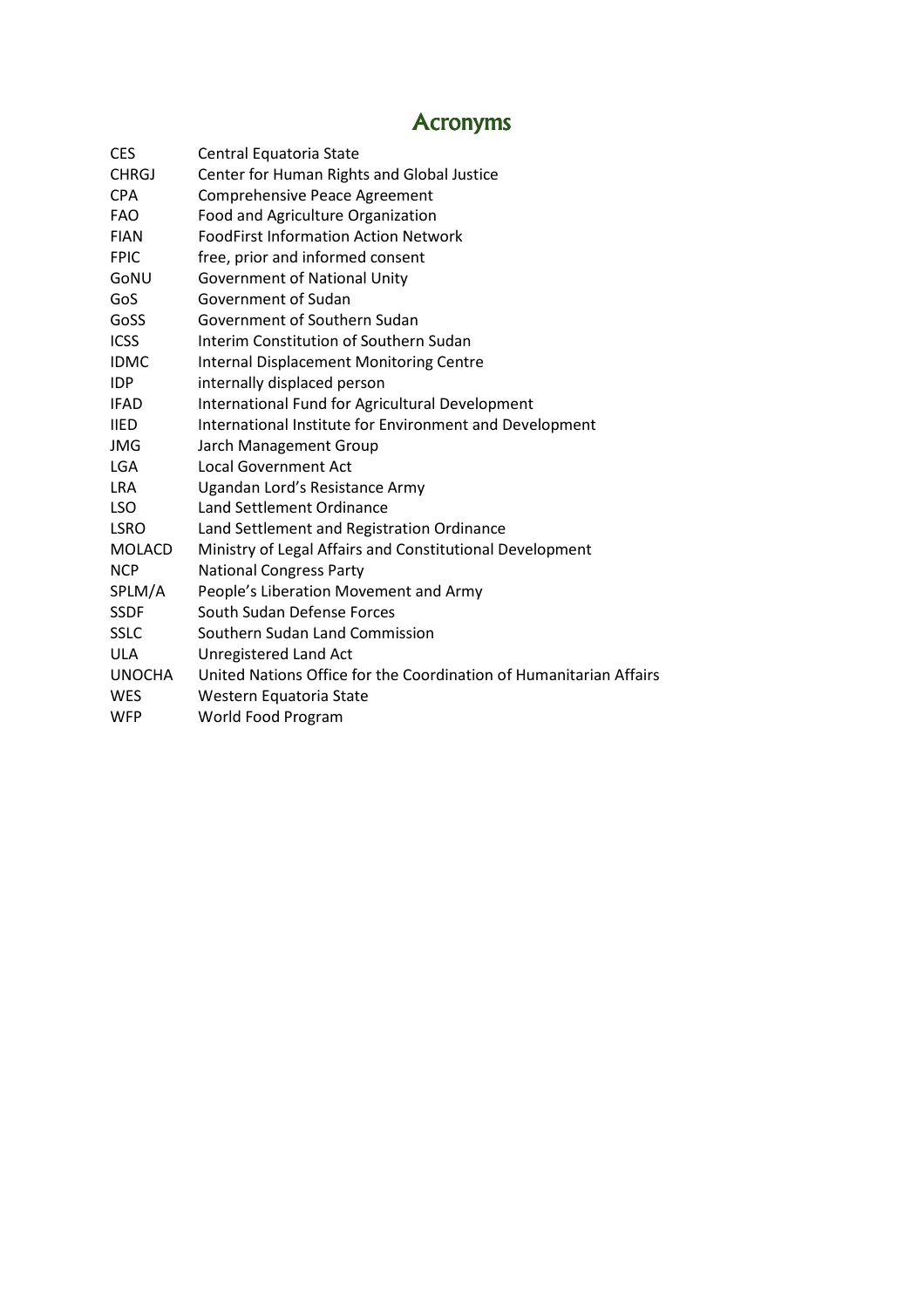# Acronyms

| | |
|---|---|
| CES | Central Equatoria State |
| CHRGJ | Center for Human Rights and Global Justice |
| CPA | Comprehensive Peace Agreement |
| FAO | Food and Agriculture Organization |
| FIAN | FoodFirst Information Action Network |
| FPIC | free, prior and informed consent |
| GoNU | Government of National Unity |
| GoS | Government of Sudan |
| GoSS | Government of Southern Sudan |
| ICSS | Interim Constitution of Southern Sudan |
| IDMC | Internal Displacement Monitoring Centre |
| IDP | internally displaced person |
| IFAD | International Fund for Agricultural Development |
| IIED | International Institute for Environment and Development |
| JMG | Jarch Management Group |
| LGA | Local Government Act |
| LRA | Ugandan Lord's Resistance Army |
| LSO | Land Settlement Ordinance |
| LSRO | Land Settlement and Registration Ordinance |
| MOLACD | Ministry of Legal Affairs and Constitutional Development |
| NCP | National Congress Party |
| SPLM/A | People's Liberation Movement and Army |
| SSDF | South Sudan Defense Forces |
| SSLC | Southern Sudan Land Commission |
| ULA | Unregistered Land Act |
| UNOCHA | United Nations Office for the Coordination of Humanitarian Affairs |
| WES | Western Equatoria State |
| WFP | World Food Program |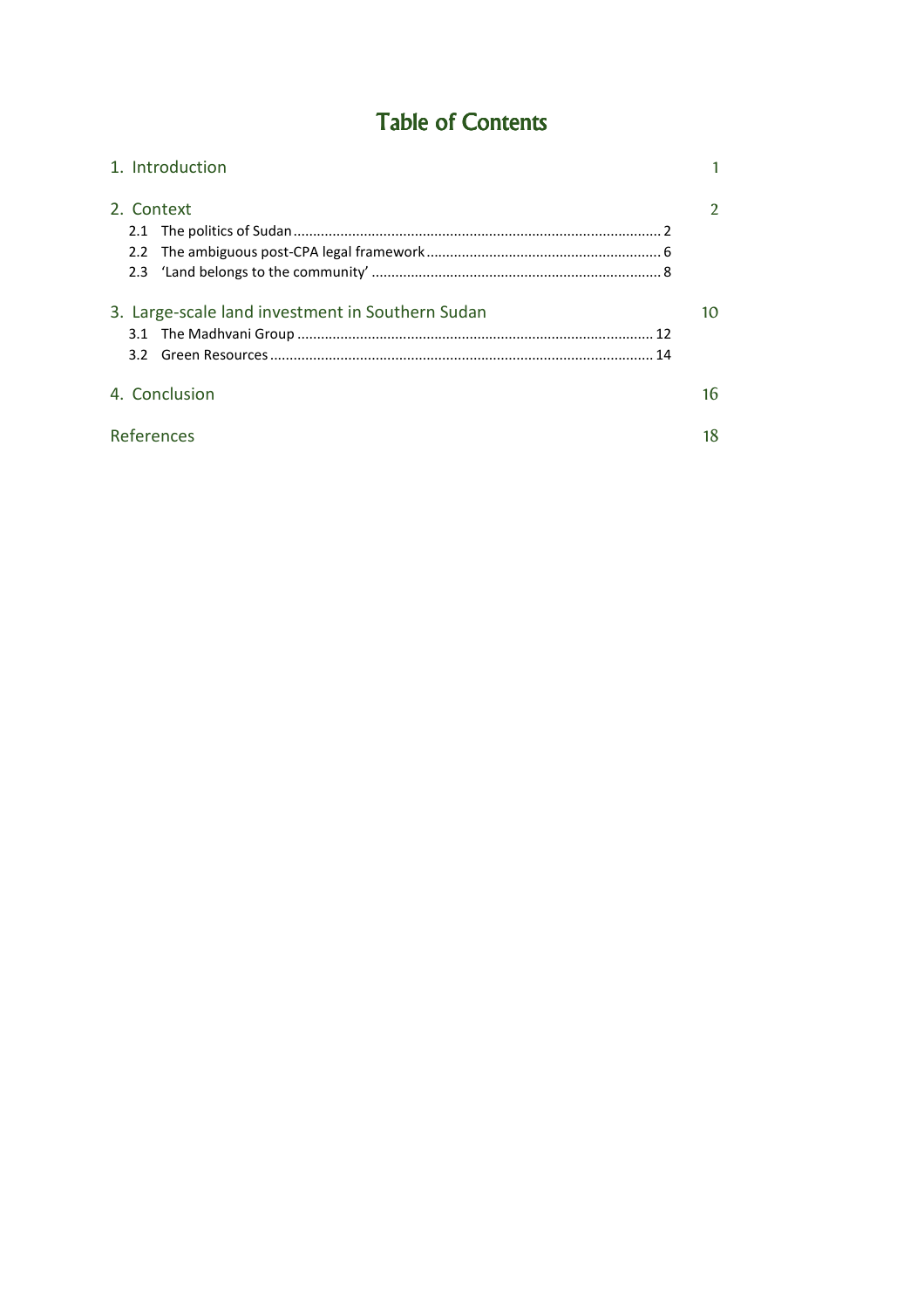# Table of Contents

1. Introduction 1

2. Context 2
   - 2.1 The politics of Sudan ... 2
   - 2.2 The ambiguous post-CPA legal framework ... 6
   - 2.3 'Land belongs to the community' ... 8

3. Large-scale land investment in Southern Sudan 10
   - 3.1 The Madhvani Group ... 12
   - 3.2 Green Resources ... 14

4. Conclusion 16

References 18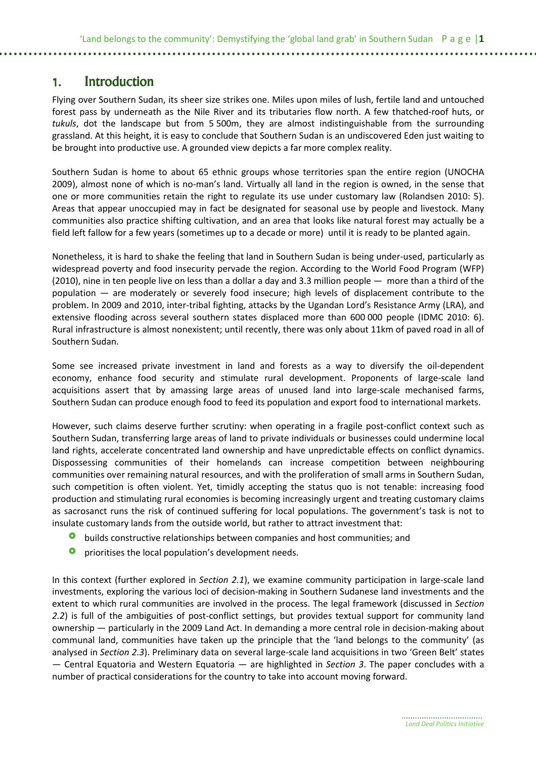# 1. Introduction

Flying over Southern Sudan, its sheer size strikes one. Miles upon miles of lush, fertile land and untouched forest pass by underneath as the Nile River and its tributaries flow north. A few thatched-roof huts, or *tukuls*, dot the landscape but from 5 500m, they are almost indistinguishable from the surrounding grassland. At this height, it is easy to conclude that Southern Sudan is an undiscovered Eden just waiting to be brought into productive use. A grounded view depicts a far more complex reality.

Southern Sudan is home to about 65 ethnic groups whose territories span the entire region (UNOCHA 2009), almost none of which is no-man's land. Virtually all land in the region is owned, in the sense that one or more communities retain the right to regulate its use under customary law (Rolandsen 2010: 5). Areas that appear unoccupied may in fact be designated for seasonal use by people and livestock. Many communities also practice shifting cultivation, and an area that looks like natural forest may actually be a field left fallow for a few years (sometimes up to a decade or more) until it is ready to be planted again.

Nonetheless, it is hard to shake the feeling that land in Southern Sudan is being under-used, particularly as widespread poverty and food insecurity pervade the region. According to the World Food Program (WFP) (2010), nine in ten people live on less than a dollar a day and 3.3 million people — more than a third of the population — are moderately or severely food insecure; high levels of displacement contribute to the problem. In 2009 and 2010, inter-tribal fighting, attacks by the Ugandan Lord's Resistance Army (LRA), and extensive flooding across several southern states displaced more than 600 000 people (IDMC 2010: 6). Rural infrastructure is almost nonexistent; until recently, there was only about 11km of paved road in all of Southern Sudan.

Some see increased private investment in land and forests as a way to diversify the oil-dependent economy, enhance food security and stimulate rural development. Proponents of large-scale land acquisitions assert that by amassing large areas of unused land into large-scale mechanised farms, Southern Sudan can produce enough food to feed its population and export food to international markets.

However, such claims deserve further scrutiny: when operating in a fragile post-conflict context such as Southern Sudan, transferring large areas of land to private individuals or businesses could undermine local land rights, accelerate concentrated land ownership and have unpredictable effects on conflict dynamics. Dispossessing communities of their homelands can increase competition between neighbouring communities over remaining natural resources, and with the proliferation of small arms in Southern Sudan, such competition is often violent. Yet, timidly accepting the status quo is not tenable: increasing food production and stimulating rural economies is becoming increasingly urgent and treating customary claims as sacrosanct runs the risk of continued suffering for local populations. The government's task is not to insulate customary lands from the outside world, but rather to attract investment that:

- builds constructive relationships between companies and host communities; and
- prioritises the local population's development needs.

In this context (further explored in *Section 2.1*), we examine community participation in large-scale land investments, exploring the various loci of decision-making in Southern Sudanese land investments and the extent to which rural communities are involved in the process. The legal framework (discussed in *Section 2.2*) is full of the ambiguities of post-conflict settings, but provides textual support for community land ownership — particularly in the 2009 Land Act. In demanding a more central role in decision-making about communal land, communities have taken up the principle that the 'land belongs to the community' (as analysed in *Section 2.3*). Preliminary data on several large-scale land acquisitions in two 'Green Belt' states — Central Equatoria and Western Equatoria — are highlighted in *Section 3*. The paper concludes with a number of practical considerations for the country to take into account moving forward.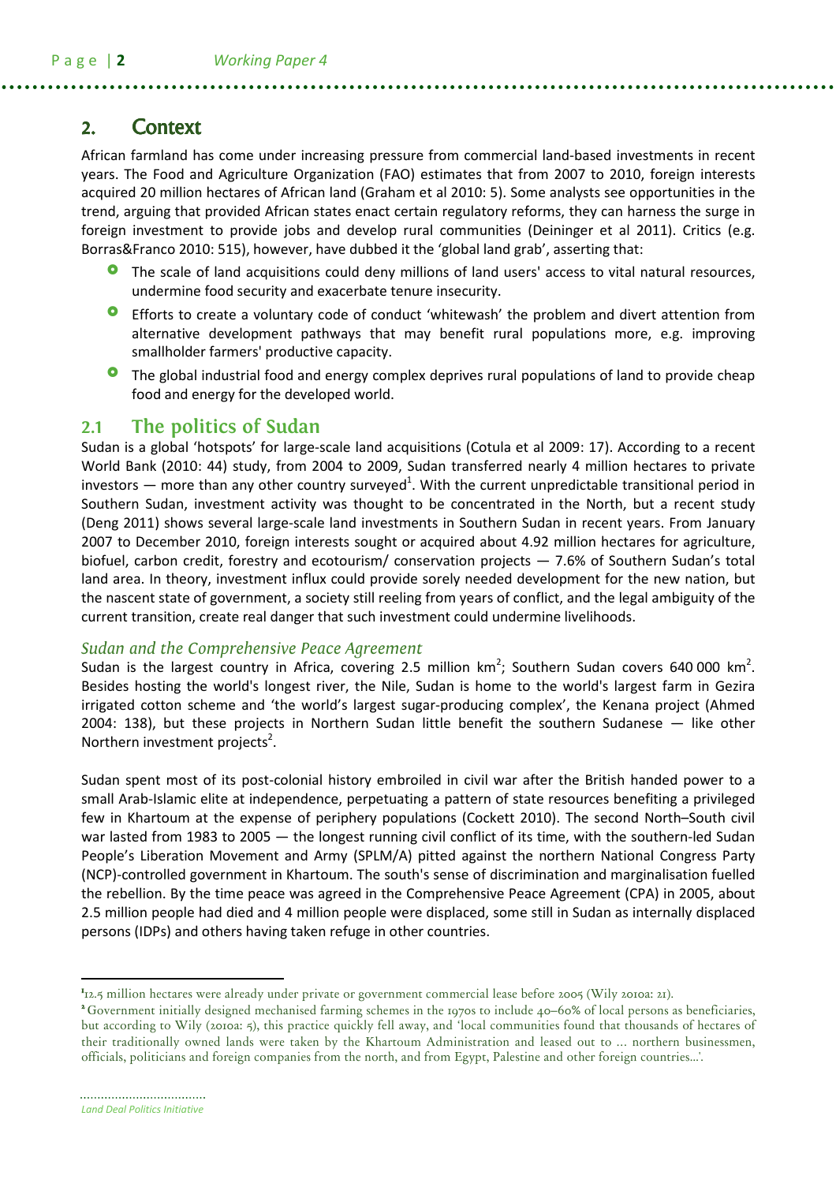## 2. Context

African farmland has come under increasing pressure from commercial land-based investments in recent years. The Food and Agriculture Organization (FAO) estimates that from 2007 to 2010, foreign interests acquired 20 million hectares of African land (Graham et al 2010: 5). Some analysts see opportunities in the trend, arguing that provided African states enact certain regulatory reforms, they can harness the surge in foreign investment to provide jobs and develop rural communities (Deininger et al 2011). Critics (e.g. Borras&Franco 2010: 515), however, have dubbed it the 'global land grab', asserting that:

- The scale of land acquisitions could deny millions of land users' access to vital natural resources, undermine food security and exacerbate tenure insecurity.
- Efforts to create a voluntary code of conduct 'whitewash' the problem and divert attention from alternative development pathways that may benefit rural populations more, e.g. improving smallholder farmers' productive capacity.
- The global industrial food and energy complex deprives rural populations of land to provide cheap food and energy for the developed world.

### 2.1 The politics of Sudan

Sudan is a global 'hotspots' for large-scale land acquisitions (Cotula et al 2009: 17). According to a recent World Bank (2010: 44) study, from 2004 to 2009, Sudan transferred nearly 4 million hectares to private investors — more than any other country surveyed[1]. With the current unpredictable transitional period in Southern Sudan, investment activity was thought to be concentrated in the North, but a recent study (Deng 2011) shows several large-scale land investments in Southern Sudan in recent years. From January 2007 to December 2010, foreign interests sought or acquired about 4.92 million hectares for agriculture, biofuel, carbon credit, forestry and ecotourism/ conservation projects — 7.6% of Southern Sudan's total land area. In theory, investment influx could provide sorely needed development for the new nation, but the nascent state of government, a society still reeling from years of conflict, and the legal ambiguity of the current transition, create real danger that such investment could undermine livelihoods.

#### *Sudan and the Comprehensive Peace Agreement*

Sudan is the largest country in Africa, covering 2.5 million km$^2$; Southern Sudan covers 640 000 km$^2$. Besides hosting the world's longest river, the Nile, Sudan is home to the world's largest farm in Gezira irrigated cotton scheme and 'the world's largest sugar-producing complex', the Kenana project (Ahmed 2004: 138), but these projects in Northern Sudan little benefit the southern Sudanese — like other Northern investment projects[2].

Sudan spent most of its post-colonial history embroiled in civil war after the British handed power to a small Arab-Islamic elite at independence, perpetuating a pattern of state resources benefiting a privileged few in Khartoum at the expense of periphery populations (Cockett 2010). The second North–South civil war lasted from 1983 to 2005 — the longest running civil conflict of its time, with the southern-led Sudan People's Liberation Movement and Army (SPLM/A) pitted against the northern National Congress Party (NCP)-controlled government in Khartoum. The south's sense of discrimination and marginalisation fuelled the rebellion. By the time peace was agreed in the Comprehensive Peace Agreement (CPA) in 2005, about 2.5 million people had died and 4 million people were displaced, some still in Sudan as internally displaced persons (IDPs) and others having taken refuge in other countries.

---

[1] 12.5 million hectares were already under private or government commercial lease before 2005 (Wily 2010a: 21).

[2] Government initially designed mechanised farming schemes in the 1970s to include 40–60% of local persons as beneficiaries, but according to Wily (2010a: 5), this practice quickly fell away, and 'local communities found that thousands of hectares of their traditionally owned lands were taken by the Khartoum Administration and leased out to ... northern businessmen, officials, politicians and foreign companies from the north, and from Egypt, Palestine and other foreign countries...'.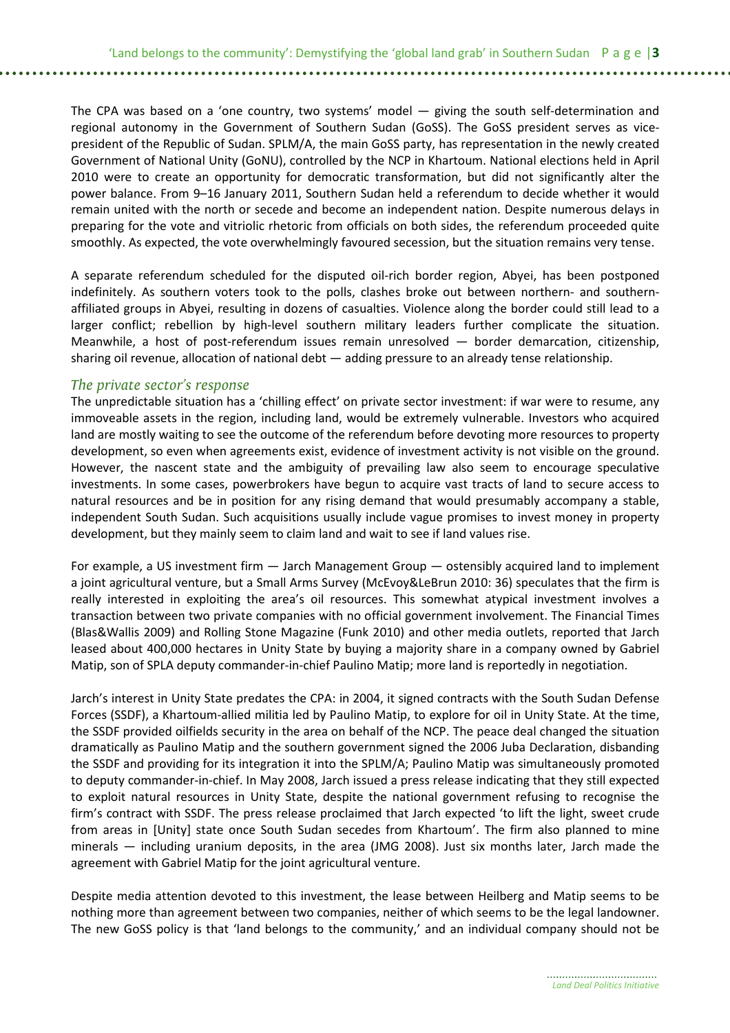The CPA was based on a 'one country, two systems' model — giving the south self-determination and regional autonomy in the Government of Southern Sudan (GoSS). The GoSS president serves as vice-president of the Republic of Sudan. SPLM/A, the main GoSS party, has representation in the newly created Government of National Unity (GoNU), controlled by the NCP in Khartoum. National elections held in April 2010 were to create an opportunity for democratic transformation, but did not significantly alter the power balance. From 9–16 January 2011, Southern Sudan held a referendum to decide whether it would remain united with the north or secede and become an independent nation. Despite numerous delays in preparing for the vote and vitriolic rhetoric from officials on both sides, the referendum proceeded quite smoothly. As expected, the vote overwhelmingly favoured secession, but the situation remains very tense.

A separate referendum scheduled for the disputed oil-rich border region, Abyei, has been postponed indefinitely. As southern voters took to the polls, clashes broke out between northern- and southern-affiliated groups in Abyei, resulting in dozens of casualties. Violence along the border could still lead to a larger conflict; rebellion by high-level southern military leaders further complicate the situation. Meanwhile, a host of post-referendum issues remain unresolved — border demarcation, citizenship, sharing oil revenue, allocation of national debt — adding pressure to an already tense relationship.

### *The private sector's response*

The unpredictable situation has a 'chilling effect' on private sector investment: if war were to resume, any immoveable assets in the region, including land, would be extremely vulnerable. Investors who acquired land are mostly waiting to see the outcome of the referendum before devoting more resources to property development, so even when agreements exist, evidence of investment activity is not visible on the ground. However, the nascent state and the ambiguity of prevailing law also seem to encourage speculative investments. In some cases, powerbrokers have begun to acquire vast tracts of land to secure access to natural resources and be in position for any rising demand that would presumably accompany a stable, independent South Sudan. Such acquisitions usually include vague promises to invest money in property development, but they mainly seem to claim land and wait to see if land values rise.

For example, a US investment firm — Jarch Management Group — ostensibly acquired land to implement a joint agricultural venture, but a Small Arms Survey (McEvoy&LeBrun 2010: 36) speculates that the firm is really interested in exploiting the area's oil resources. This somewhat atypical investment involves a transaction between two private companies with no official government involvement. The Financial Times (Blas&Wallis 2009) and Rolling Stone Magazine (Funk 2010) and other media outlets, reported that Jarch leased about 400,000 hectares in Unity State by buying a majority share in a company owned by Gabriel Matip, son of SPLA deputy commander-in-chief Paulino Matip; more land is reportedly in negotiation.

Jarch's interest in Unity State predates the CPA: in 2004, it signed contracts with the South Sudan Defense Forces (SSDF), a Khartoum-allied militia led by Paulino Matip, to explore for oil in Unity State. At the time, the SSDF provided oilfields security in the area on behalf of the NCP. The peace deal changed the situation dramatically as Paulino Matip and the southern government signed the 2006 Juba Declaration, disbanding the SSDF and providing for its integration it into the SPLM/A; Paulino Matip was simultaneously promoted to deputy commander-in-chief. In May 2008, Jarch issued a press release indicating that they still expected to exploit natural resources in Unity State, despite the national government refusing to recognise the firm's contract with SSDF. The press release proclaimed that Jarch expected 'to lift the light, sweet crude from areas in [Unity] state once South Sudan secedes from Khartoum'. The firm also planned to mine minerals — including uranium deposits, in the area (JMG 2008). Just six months later, Jarch made the agreement with Gabriel Matip for the joint agricultural venture.

Despite media attention devoted to this investment, the lease between Heilberg and Matip seems to be nothing more than agreement between two companies, neither of which seems to be the legal landowner. The new GoSS policy is that 'land belongs to the community,' and an individual company should not be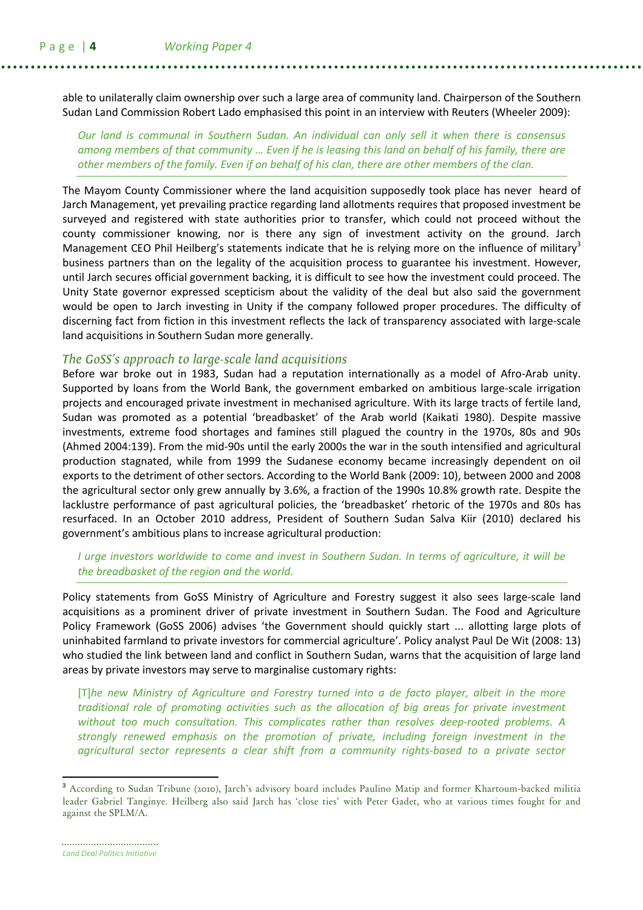able to unilaterally claim ownership over such a large area of community land. Chairperson of the Southern Sudan Land Commission Robert Lado emphasised this point in an interview with Reuters (Wheeler 2009):

> *Our land is communal in Southern Sudan. An individual can only sell it when there is consensus among members of that community … Even if he is leasing this land on behalf of his family, there are other members of the family. Even if on behalf of his clan, there are other members of the clan.*

The Mayom County Commissioner where the land acquisition supposedly took place has never heard of Jarch Management, yet prevailing practice regarding land allotments requires that proposed investment be surveyed and registered with state authorities prior to transfer, which could not proceed without the county commissioner knowing, nor is there any sign of investment activity on the ground. Jarch Management CEO Phil Heilberg's statements indicate that he is relying more on the influence of military[3] business partners than on the legality of the acquisition process to guarantee his investment. However, until Jarch secures official government backing, it is difficult to see how the investment could proceed. The Unity State governor expressed scepticism about the validity of the deal but also said the government would be open to Jarch investing in Unity if the company followed proper procedures. The difficulty of discerning fact from fiction in this investment reflects the lack of transparency associated with large-scale land acquisitions in Southern Sudan more generally.

### *The GoSS's approach to large-scale land acquisitions*

Before war broke out in 1983, Sudan had a reputation internationally as a model of Afro-Arab unity. Supported by loans from the World Bank, the government embarked on ambitious large-scale irrigation projects and encouraged private investment in mechanised agriculture. With its large tracts of fertile land, Sudan was promoted as a potential 'breadbasket' of the Arab world (Kaikati 1980). Despite massive investments, extreme food shortages and famines still plagued the country in the 1970s, 80s and 90s (Ahmed 2004:139). From the mid-90s until the early 2000s the war in the south intensified and agricultural production stagnated, while from 1999 the Sudanese economy became increasingly dependent on oil exports to the detriment of other sectors. According to the World Bank (2009: 10), between 2000 and 2008 the agricultural sector only grew annually by 3.6%, a fraction of the 1990s 10.8% growth rate. Despite the lacklustre performance of past agricultural policies, the 'breadbasket' rhetoric of the 1970s and 80s has resurfaced. In an October 2010 address, President of Southern Sudan Salva Kiir (2010) declared his government's ambitious plans to increase agricultural production:

> *I urge investors worldwide to come and invest in Southern Sudan. In terms of agriculture, it will be the breadbasket of the region and the world.*

Policy statements from GoSS Ministry of Agriculture and Forestry suggest it also sees large-scale land acquisitions as a prominent driver of private investment in Southern Sudan. The Food and Agriculture Policy Framework (GoSS 2006) advises 'the Government should quickly start ... allotting large plots of uninhabited farmland to private investors for commercial agriculture'. Policy analyst Paul De Wit (2008: 13) who studied the link between land and conflict in Southern Sudan, warns that the acquisition of large land areas by private investors may serve to marginalise customary rights:

> [T]*he new Ministry of Agriculture and Forestry turned into a de facto player, albeit in the more traditional role of promoting activities such as the allocation of big areas for private investment without too much consultation. This complicates rather than resolves deep-rooted problems. A strongly renewed emphasis on the promotion of private, including foreign investment in the agricultural sector represents a clear shift from a community rights-based to a private sector*

---

[3] According to Sudan Tribune (2010), Jarch's advisory board includes Paulino Matip and former Khartoum-backed militia leader Gabriel Tanginye. Heilberg also said Jarch has 'close ties' with Peter Gadet, who at various times fought for and against the SPLM/A.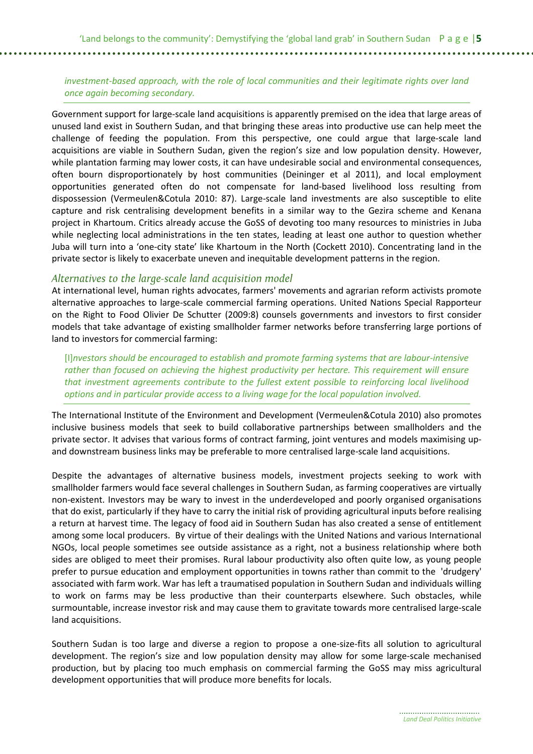*investment-based approach, with the role of local communities and their legitimate rights over land once again becoming secondary.*

Government support for large-scale land acquisitions is apparently premised on the idea that large areas of unused land exist in Southern Sudan, and that bringing these areas into productive use can help meet the challenge of feeding the population. From this perspective, one could argue that large-scale land acquisitions are viable in Southern Sudan, given the region's size and low population density. However, while plantation farming may lower costs, it can have undesirable social and environmental consequences, often bourn disproportionately by host communities (Deininger et al 2011), and local employment opportunities generated often do not compensate for land-based livelihood loss resulting from dispossession (Vermeulen&Cotula 2010: 87). Large-scale land investments are also susceptible to elite capture and risk centralising development benefits in a similar way to the Gezira scheme and Kenana project in Khartoum. Critics already accuse the GoSS of devoting too many resources to ministries in Juba while neglecting local administrations in the ten states, leading at least one author to question whether Juba will turn into a 'one-city state' like Khartoum in the North (Cockett 2010). Concentrating land in the private sector is likely to exacerbate uneven and inequitable development patterns in the region.

## *Alternatives to the large-scale land acquisition model*

At international level, human rights advocates, farmers' movements and agrarian reform activists promote alternative approaches to large-scale commercial farming operations. United Nations Special Rapporteur on the Right to Food Olivier De Schutter (2009:8) counsels governments and investors to first consider models that take advantage of existing smallholder farmer networks before transferring large portions of land to investors for commercial farming:

> [I]*nvestors should be encouraged to establish and promote farming systems that are labour-intensive rather than focused on achieving the highest productivity per hectare. This requirement will ensure that investment agreements contribute to the fullest extent possible to reinforcing local livelihood options and in particular provide access to a living wage for the local population involved.*

The International Institute of the Environment and Development (Vermeulen&Cotula 2010) also promotes inclusive business models that seek to build collaborative partnerships between smallholders and the private sector. It advises that various forms of contract farming, joint ventures and models maximising up- and downstream business links may be preferable to more centralised large-scale land acquisitions.

Despite the advantages of alternative business models, investment projects seeking to work with smallholder farmers would face several challenges in Southern Sudan, as farming cooperatives are virtually non-existent. Investors may be wary to invest in the underdeveloped and poorly organised organisations that do exist, particularly if they have to carry the initial risk of providing agricultural inputs before realising a return at harvest time. The legacy of food aid in Southern Sudan has also created a sense of entitlement among some local producers. By virtue of their dealings with the United Nations and various International NGOs, local people sometimes see outside assistance as a right, not a business relationship where both sides are obliged to meet their promises. Rural labour productivity also often quite low, as young people prefer to pursue education and employment opportunities in towns rather than commit to the 'drudgery' associated with farm work. War has left a traumatised population in Southern Sudan and individuals willing to work on farms may be less productive than their counterparts elsewhere. Such obstacles, while surmountable, increase investor risk and may cause them to gravitate towards more centralised large-scale land acquisitions.

Southern Sudan is too large and diverse a region to propose a one-size-fits all solution to agricultural development. The region's size and low population density may allow for some large-scale mechanised production, but by placing too much emphasis on commercial farming the GoSS may miss agricultural development opportunities that will produce more benefits for locals.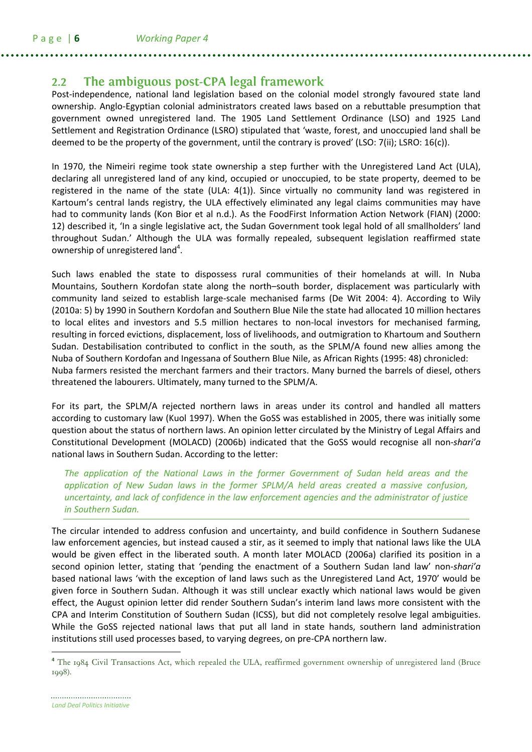## 2.2 The ambiguous post-CPA legal framework

Post-independence, national land legislation based on the colonial model strongly favoured state land ownership. Anglo-Egyptian colonial administrators created laws based on a rebuttable presumption that government owned unregistered land. The 1905 Land Settlement Ordinance (LSO) and 1925 Land Settlement and Registration Ordinance (LSRO) stipulated that 'waste, forest, and unoccupied land shall be deemed to be the property of the government, until the contrary is proved' (LSO: 7(ii); LSRO: 16(c)).

In 1970, the Nimeiri regime took state ownership a step further with the Unregistered Land Act (ULA), declaring all unregistered land of any kind, occupied or unoccupied, to be state property, deemed to be registered in the name of the state (ULA: 4(1)). Since virtually no community land was registered in Kartoum's central lands registry, the ULA effectively eliminated any legal claims communities may have had to community lands (Kon Bior et al n.d.). As the FoodFirst Information Action Network (FIAN) (2000: 12) described it, 'In a single legislative act, the Sudan Government took legal hold of all smallholders' land throughout Sudan.' Although the ULA was formally repealed, subsequent legislation reaffirmed state ownership of unregistered land[4].

Such laws enabled the state to dispossess rural communities of their homelands at will. In Nuba Mountains, Southern Kordofan state along the north–south border, displacement was particularly with community land seized to establish large-scale mechanised farms (De Wit 2004: 4). According to Wily (2010a: 5) by 1990 in Southern Kordofan and Southern Blue Nile the state had allocated 10 million hectares to local elites and investors and 5.5 million hectares to non-local investors for mechanised farming, resulting in forced evictions, displacement, loss of livelihoods, and outmigration to Khartoum and Southern Sudan. Destabilisation contributed to conflict in the south, as the SPLM/A found new allies among the Nuba of Southern Kordofan and Ingessana of Southern Blue Nile, as African Rights (1995: 48) chronicled:
Nuba farmers resisted the merchant farmers and their tractors. Many burned the barrels of diesel, others threatened the labourers. Ultimately, many turned to the SPLM/A.

For its part, the SPLM/A rejected northern laws in areas under its control and handled all matters according to customary law (Kuol 1997). When the GoSS was established in 2005, there was initially some question about the status of northern laws. An opinion letter circulated by the Ministry of Legal Affairs and Constitutional Development (MOLACD) (2006b) indicated that the GoSS would recognise all non-*shari'a* national laws in Southern Sudan. According to the letter:

> *The application of the National Laws in the former Government of Sudan held areas and the application of New Sudan laws in the former SPLM/A held areas created a massive confusion, uncertainty, and lack of confidence in the law enforcement agencies and the administrator of justice in Southern Sudan.*

The circular intended to address confusion and uncertainty, and build confidence in Southern Sudanese law enforcement agencies, but instead caused a stir, as it seemed to imply that national laws like the ULA would be given effect in the liberated south. A month later MOLACD (2006a) clarified its position in a second opinion letter, stating that 'pending the enactment of a Southern Sudan land law' non-*shari'a* based national laws 'with the exception of land laws such as the Unregistered Land Act, 1970' would be given force in Southern Sudan. Although it was still unclear exactly which national laws would be given effect, the August opinion letter did render Southern Sudan's interim land laws more consistent with the CPA and Interim Constitution of Southern Sudan (ICSS), but did not completely resolve legal ambiguities. While the GoSS rejected national laws that put all land in state hands, southern land administration institutions still used processes based, to varying degrees, on pre-CPA northern law.

---

[4] The 1984 Civil Transactions Act, which repealed the ULA, reaffirmed government ownership of unregistered land (Bruce 1998).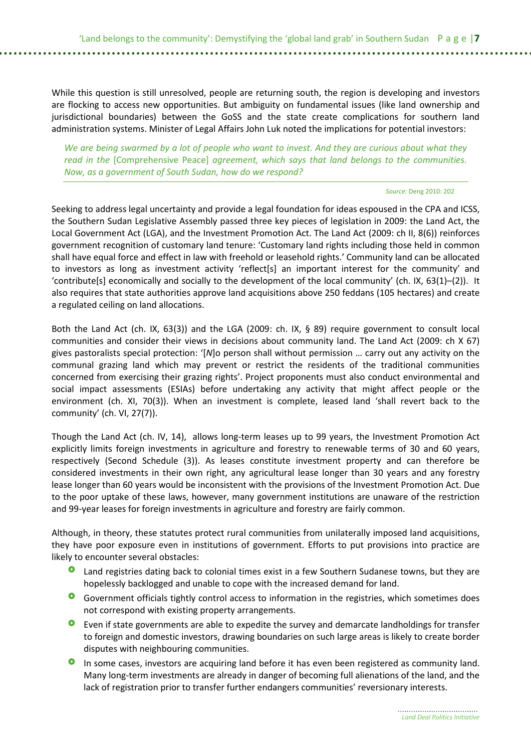While this question is still unresolved, people are returning south, the region is developing and investors are flocking to access new opportunities. But ambiguity on fundamental issues (like land ownership and jurisdictional boundaries) between the GoSS and the state create complications for southern land administration systems. Minister of Legal Affairs John Luk noted the implications for potential investors:

> *We are being swarmed by a lot of people who want to invest. And they are curious about what they read in the* [Comprehensive Peace] *agreement, which says that land belongs to the communities. Now, as a government of South Sudan, how do we respond?*
>
> *Source:* Deng 2010: 202

Seeking to address legal uncertainty and provide a legal foundation for ideas espoused in the CPA and ICSS, the Southern Sudan Legislative Assembly passed three key pieces of legislation in 2009: the Land Act, the Local Government Act (LGA), and the Investment Promotion Act. The Land Act (2009: ch II, 8(6)) reinforces government recognition of customary land tenure: 'Customary land rights including those held in common shall have equal force and effect in law with freehold or leasehold rights.' Community land can be allocated to investors as long as investment activity 'reflect[s] an important interest for the community' and 'contribute[s] economically and socially to the development of the local community' (ch. IX, 63(1)–(2)). It also requires that state authorities approve land acquisitions above 250 feddans (105 hectares) and create a regulated ceiling on land allocations.

Both the Land Act (ch. IX, 63(3)) and the LGA (2009: ch. IX, § 89) require government to consult local communities and consider their views in decisions about community land. The Land Act (2009: ch X 67) gives pastoralists special protection: '[*N*]o person shall without permission … carry out any activity on the communal grazing land which may prevent or restrict the residents of the traditional communities concerned from exercising their grazing rights'. Project proponents must also conduct environmental and social impact assessments (ESIAs) before undertaking any activity that might affect people or the environment (ch. XI, 70(3)). When an investment is complete, leased land 'shall revert back to the community' (ch. VI, 27(7)).

Though the Land Act (ch. IV, 14), allows long-term leases up to 99 years, the Investment Promotion Act explicitly limits foreign investments in agriculture and forestry to renewable terms of 30 and 60 years, respectively (Second Schedule (3)). As leases constitute investment property and can therefore be considered investments in their own right, any agricultural lease longer than 30 years and any forestry lease longer than 60 years would be inconsistent with the provisions of the Investment Promotion Act. Due to the poor uptake of these laws, however, many government institutions are unaware of the restriction and 99-year leases for foreign investments in agriculture and forestry are fairly common.

Although, in theory, these statutes protect rural communities from unilaterally imposed land acquisitions, they have poor exposure even in institutions of government. Efforts to put provisions into practice are likely to encounter several obstacles:

- Land registries dating back to colonial times exist in a few Southern Sudanese towns, but they are hopelessly backlogged and unable to cope with the increased demand for land.
- Government officials tightly control access to information in the registries, which sometimes does not correspond with existing property arrangements.
- Even if state governments are able to expedite the survey and demarcate landholdings for transfer to foreign and domestic investors, drawing boundaries on such large areas is likely to create border disputes with neighbouring communities.
- In some cases, investors are acquiring land before it has even been registered as community land. Many long-term investments are already in danger of becoming full alienations of the land, and the lack of registration prior to transfer further endangers communities' reversionary interests.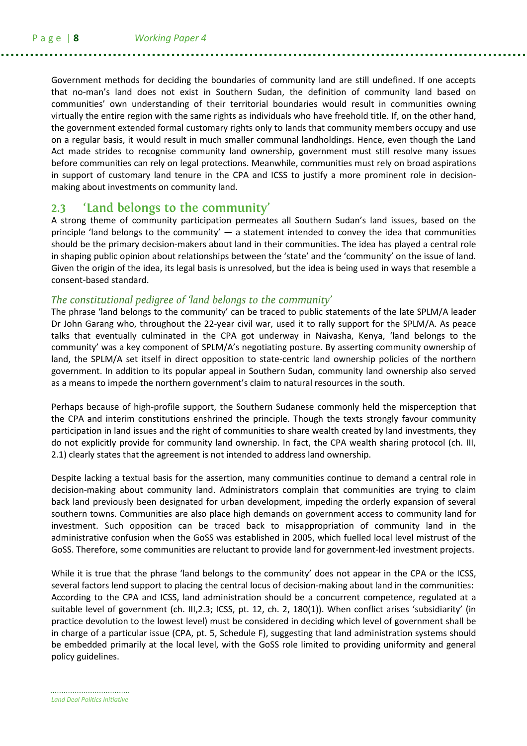Government methods for deciding the boundaries of community land are still undefined. If one accepts that no-man's land does not exist in Southern Sudan, the definition of community land based on communities' own understanding of their territorial boundaries would result in communities owning virtually the entire region with the same rights as individuals who have freehold title. If, on the other hand, the government extended formal customary rights only to lands that community members occupy and use on a regular basis, it would result in much smaller communal landholdings. Hence, even though the Land Act made strides to recognise community land ownership, government must still resolve many issues before communities can rely on legal protections. Meanwhile, communities must rely on broad aspirations in support of customary land tenure in the CPA and ICSS to justify a more prominent role in decision-making about investments on community land.

## 2.3 'Land belongs to the community'

A strong theme of community participation permeates all Southern Sudan's land issues, based on the principle 'land belongs to the community' — a statement intended to convey the idea that communities should be the primary decision-makers about land in their communities. The idea has played a central role in shaping public opinion about relationships between the 'state' and the 'community' on the issue of land. Given the origin of the idea, its legal basis is unresolved, but the idea is being used in ways that resemble a consent-based standard.

### *The constitutional pedigree of 'land belongs to the community'*

The phrase 'land belongs to the community' can be traced to public statements of the late SPLM/A leader Dr John Garang who, throughout the 22-year civil war, used it to rally support for the SPLM/A. As peace talks that eventually culminated in the CPA got underway in Naivasha, Kenya, 'land belongs to the community' was a key component of SPLM/A's negotiating posture. By asserting community ownership of land, the SPLM/A set itself in direct opposition to state-centric land ownership policies of the northern government. In addition to its popular appeal in Southern Sudan, community land ownership also served as a means to impede the northern government's claim to natural resources in the south.

Perhaps because of high-profile support, the Southern Sudanese commonly held the misperception that the CPA and interim constitutions enshrined the principle. Though the texts strongly favour community participation in land issues and the right of communities to share wealth created by land investments, they do not explicitly provide for community land ownership. In fact, the CPA wealth sharing protocol (ch. III, 2.1) clearly states that the agreement is not intended to address land ownership.

Despite lacking a textual basis for the assertion, many communities continue to demand a central role in decision-making about community land. Administrators complain that communities are trying to claim back land previously been designated for urban development, impeding the orderly expansion of several southern towns. Communities are also place high demands on government access to community land for investment. Such opposition can be traced back to misappropriation of community land in the administrative confusion when the GoSS was established in 2005, which fuelled local level mistrust of the GoSS. Therefore, some communities are reluctant to provide land for government-led investment projects.

While it is true that the phrase 'land belongs to the community' does not appear in the CPA or the ICSS, several factors lend support to placing the central locus of decision-making about land in the communities: According to the CPA and ICSS, land administration should be a concurrent competence, regulated at a suitable level of government (ch. III,2.3; ICSS, pt. 12, ch. 2, 180(1)). When conflict arises 'subsidiarity' (in practice devolution to the lowest level) must be considered in deciding which level of government shall be in charge of a particular issue (CPA, pt. 5, Schedule F), suggesting that land administration systems should be embedded primarily at the local level, with the GoSS role limited to providing uniformity and general policy guidelines.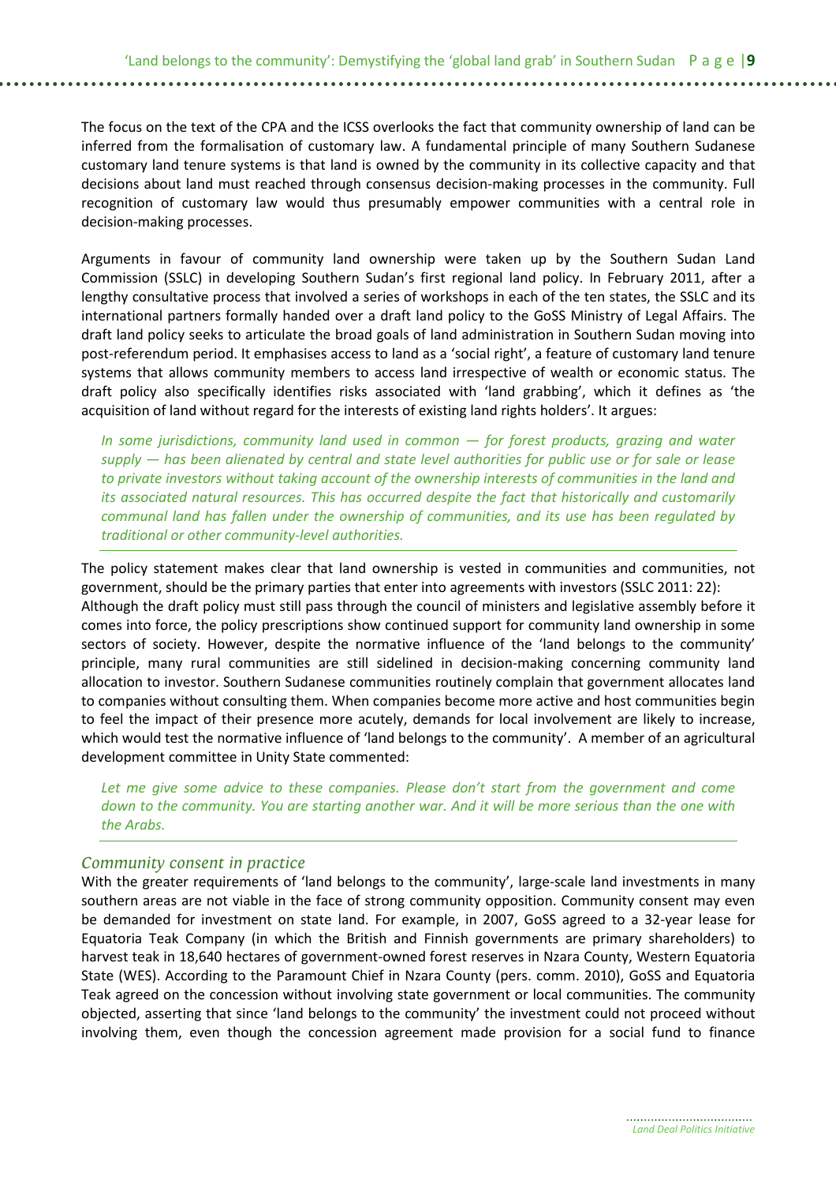The focus on the text of the CPA and the ICSS overlooks the fact that community ownership of land can be inferred from the formalisation of customary law. A fundamental principle of many Southern Sudanese customary land tenure systems is that land is owned by the community in its collective capacity and that decisions about land must reached through consensus decision-making processes in the community. Full recognition of customary law would thus presumably empower communities with a central role in decision-making processes.

Arguments in favour of community land ownership were taken up by the Southern Sudan Land Commission (SSLC) in developing Southern Sudan's first regional land policy. In February 2011, after a lengthy consultative process that involved a series of workshops in each of the ten states, the SSLC and its international partners formally handed over a draft land policy to the GoSS Ministry of Legal Affairs. The draft land policy seeks to articulate the broad goals of land administration in Southern Sudan moving into post-referendum period. It emphasises access to land as a 'social right', a feature of customary land tenure systems that allows community members to access land irrespective of wealth or economic status. The draft policy also specifically identifies risks associated with 'land grabbing', which it defines as 'the acquisition of land without regard for the interests of existing land rights holders'. It argues:

> *In some jurisdictions, community land used in common — for forest products, grazing and water supply — has been alienated by central and state level authorities for public use or for sale or lease to private investors without taking account of the ownership interests of communities in the land and its associated natural resources. This has occurred despite the fact that historically and customarily communal land has fallen under the ownership of communities, and its use has been regulated by traditional or other community-level authorities.*

The policy statement makes clear that land ownership is vested in communities and communities, not government, should be the primary parties that enter into agreements with investors (SSLC 2011: 22): Although the draft policy must still pass through the council of ministers and legislative assembly before it comes into force, the policy prescriptions show continued support for community land ownership in some sectors of society. However, despite the normative influence of the 'land belongs to the community' principle, many rural communities are still sidelined in decision-making concerning community land allocation to investor. Southern Sudanese communities routinely complain that government allocates land to companies without consulting them. When companies become more active and host communities begin to feel the impact of their presence more acutely, demands for local involvement are likely to increase, which would test the normative influence of 'land belongs to the community'. A member of an agricultural development committee in Unity State commented:

> *Let me give some advice to these companies. Please don't start from the government and come down to the community. You are starting another war. And it will be more serious than the one with the Arabs.*

### *Community consent in practice*

With the greater requirements of 'land belongs to the community', large-scale land investments in many southern areas are not viable in the face of strong community opposition. Community consent may even be demanded for investment on state land. For example, in 2007, GoSS agreed to a 32-year lease for Equatoria Teak Company (in which the British and Finnish governments are primary shareholders) to harvest teak in 18,640 hectares of government-owned forest reserves in Nzara County, Western Equatoria State (WES). According to the Paramount Chief in Nzara County (pers. comm. 2010), GoSS and Equatoria Teak agreed on the concession without involving state government or local communities. The community objected, asserting that since 'land belongs to the community' the investment could not proceed without involving them, even though the concession agreement made provision for a social fund to finance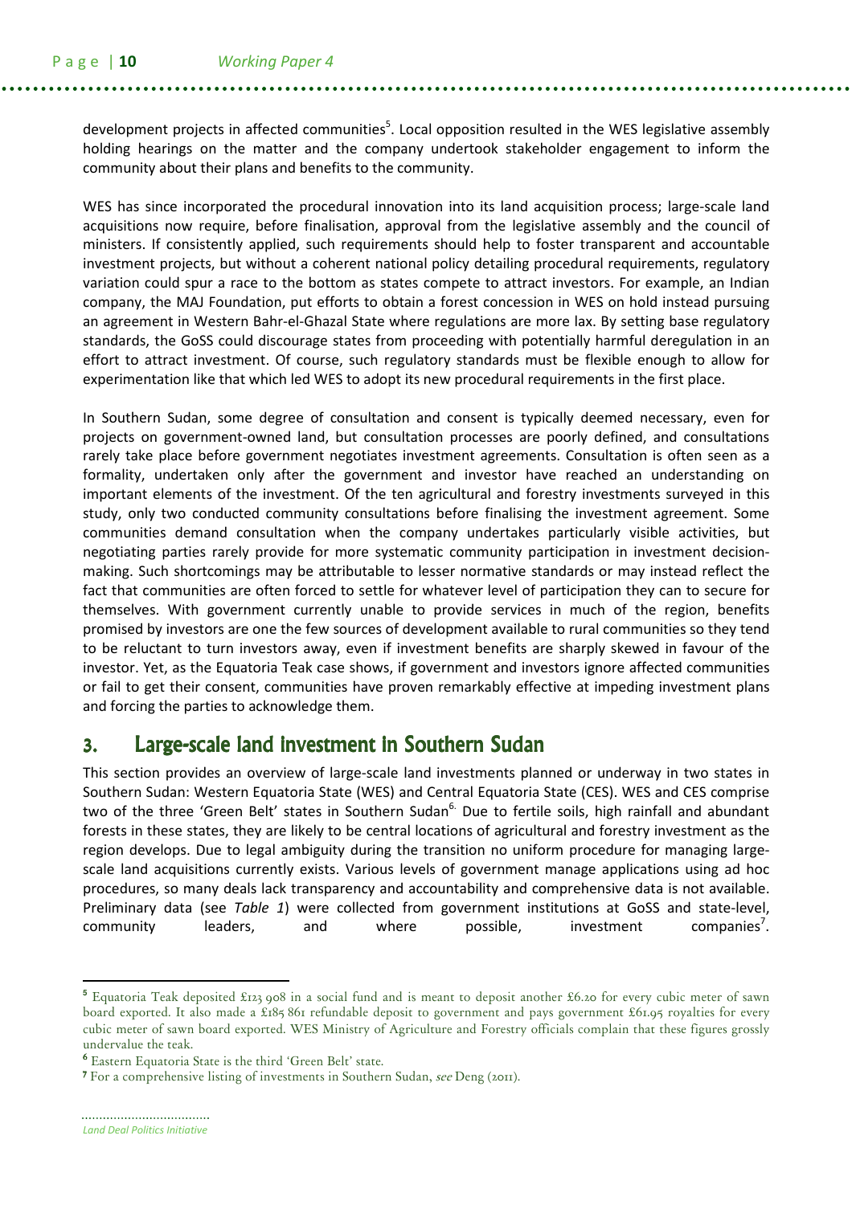development projects in affected communities[5]. Local opposition resulted in the WES legislative assembly holding hearings on the matter and the company undertook stakeholder engagement to inform the community about their plans and benefits to the community.

WES has since incorporated the procedural innovation into its land acquisition process; large-scale land acquisitions now require, before finalisation, approval from the legislative assembly and the council of ministers. If consistently applied, such requirements should help to foster transparent and accountable investment projects, but without a coherent national policy detailing procedural requirements, regulatory variation could spur a race to the bottom as states compete to attract investors. For example, an Indian company, the MAJ Foundation, put efforts to obtain a forest concession in WES on hold instead pursuing an agreement in Western Bahr-el-Ghazal State where regulations are more lax. By setting base regulatory standards, the GoSS could discourage states from proceeding with potentially harmful deregulation in an effort to attract investment. Of course, such regulatory standards must be flexible enough to allow for experimentation like that which led WES to adopt its new procedural requirements in the first place.

In Southern Sudan, some degree of consultation and consent is typically deemed necessary, even for projects on government-owned land, but consultation processes are poorly defined, and consultations rarely take place before government negotiates investment agreements. Consultation is often seen as a formality, undertaken only after the government and investor have reached an understanding on important elements of the investment. Of the ten agricultural and forestry investments surveyed in this study, only two conducted community consultations before finalising the investment agreement. Some communities demand consultation when the company undertakes particularly visible activities, but negotiating parties rarely provide for more systematic community participation in investment decision-making. Such shortcomings may be attributable to lesser normative standards or may instead reflect the fact that communities are often forced to settle for whatever level of participation they can to secure for themselves. With government currently unable to provide services in much of the region, benefits promised by investors are one the few sources of development available to rural communities so they tend to be reluctant to turn investors away, even if investment benefits are sharply skewed in favour of the investor. Yet, as the Equatoria Teak case shows, if government and investors ignore affected communities or fail to get their consent, communities have proven remarkably effective at impeding investment plans and forcing the parties to acknowledge them.

## 3. Large-scale land investment in Southern Sudan

This section provides an overview of large-scale land investments planned or underway in two states in Southern Sudan: Western Equatoria State (WES) and Central Equatoria State (CES). WES and CES comprise two of the three 'Green Belt' states in Southern Sudan[6]. Due to fertile soils, high rainfall and abundant forests in these states, they are likely to be central locations of agricultural and forestry investment as the region develops. Due to legal ambiguity during the transition no uniform procedure for managing large-scale land acquisitions currently exists. Various levels of government manage applications using ad hoc procedures, so many deals lack transparency and accountability and comprehensive data is not available. Preliminary data (see *Table 1*) were collected from government institutions at GoSS and state-level, community leaders, and where possible, investment companies[7].

---

[5] Equatoria Teak deposited £123 908 in a social fund and is meant to deposit another £6.20 for every cubic meter of sawn board exported. It also made a £185 861 refundable deposit to government and pays government £61.95 royalties for every cubic meter of sawn board exported. WES Ministry of Agriculture and Forestry officials complain that these figures grossly undervalue the teak.

[6] Eastern Equatoria State is the third 'Green Belt' state.

[7] For a comprehensive listing of investments in Southern Sudan, *see* Deng (2011).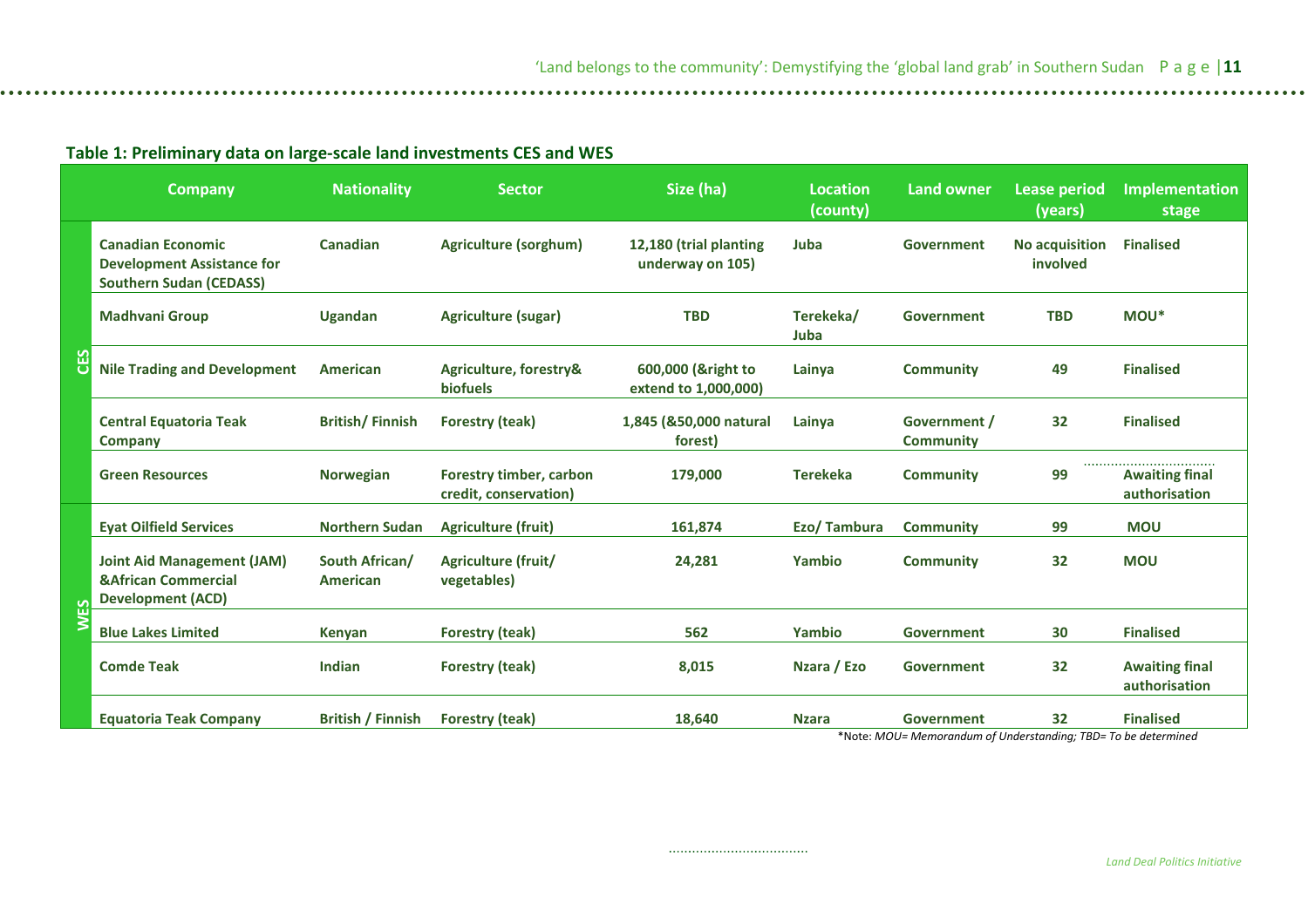**Table 1: Preliminary data on large-scale land investments CES and WES**

| | Company | Nationality | Sector | Size (ha) | Location (county) | Land owner | Lease period (years) | Implementation stage |
|---|---|---|---|---|---|---|---|---|
| CES | Canadian Economic Development Assistance for Southern Sudan (CEDASS) | Canadian | Agriculture (sorghum) | 12,180 (trial planting underway on 105) | Juba | Government | No acquisition involved | Finalised |
| | Madhvani Group | Ugandan | Agriculture (sugar) | TBD | Terekeka/ Juba | Government | TBD | MOU* |
| | Nile Trading and Development | American | Agriculture, forestry& biofuels | 600,000 (&right to extend to 1,000,000) | Lainya | Community | 49 | Finalised |
| | Central Equatoria Teak Company | British/ Finnish | Forestry (teak) | 1,845 (&50,000 natural forest) | Lainya | Government / Community | 32 | Finalised |
| | Green Resources | Norwegian | Forestry timber, carbon credit, conservation) | 179,000 | Terekeka | Community | 99 | Awaiting final authorisation |
| WES | Eyat Oilfield Services | Northern Sudan | Agriculture (fruit) | 161,874 | Ezo/ Tambura | Community | 99 | MOU |
| | Joint Aid Management (JAM) &African Commercial Development (ACD) | South African/ American | Agriculture (fruit/ vegetables) | 24,281 | Yambio | Community | 32 | MOU |
| | Blue Lakes Limited | Kenyan | Forestry (teak) | 562 | Yambio | Government | 30 | Finalised |
| | Comde Teak | Indian | Forestry (teak) | 8,015 | Nzara / Ezo | Government | 32 | Awaiting final authorisation |
| | Equatoria Teak Company | British / Finnish | Forestry (teak) | 18,640 | Nzara | Government | 32 | Finalised |

*Note: *MOU= Memorandum of Understanding; TBD= To be determined*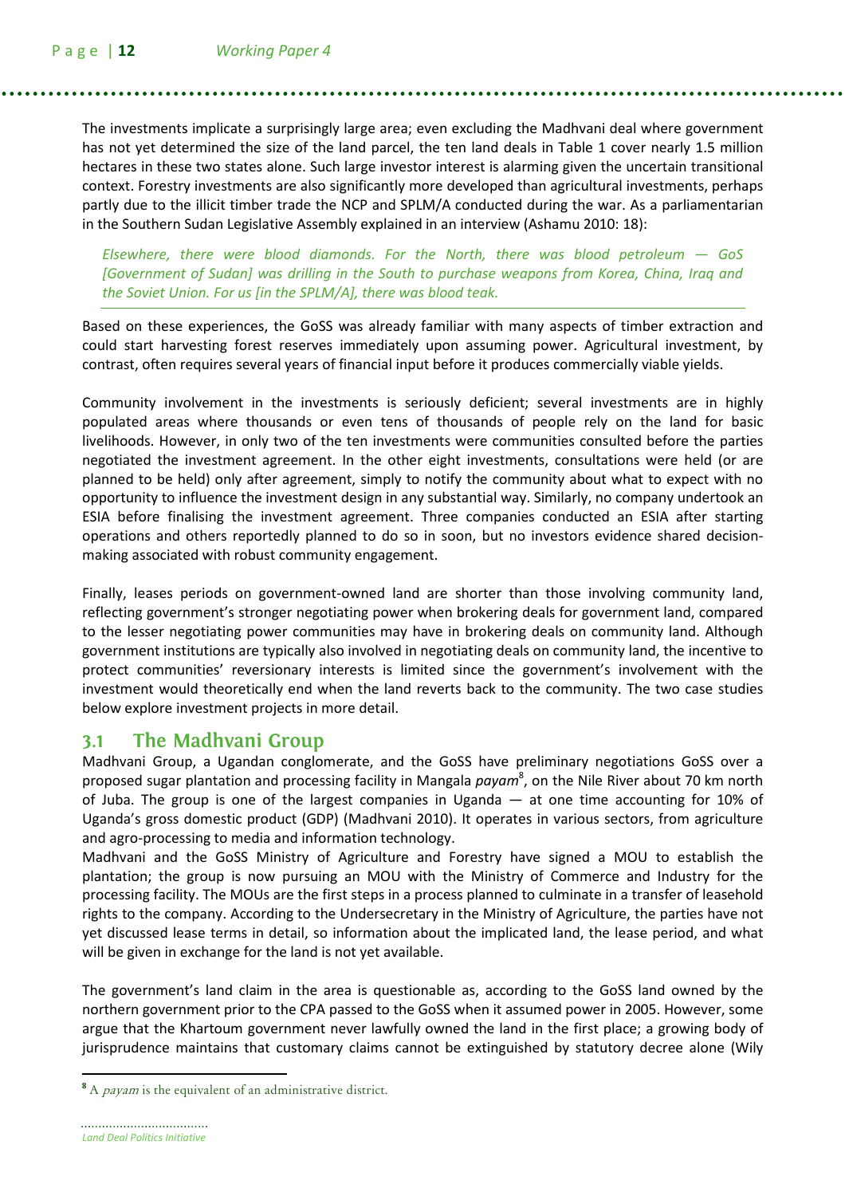The investments implicate a surprisingly large area; even excluding the Madhvani deal where government has not yet determined the size of the land parcel, the ten land deals in Table 1 cover nearly 1.5 million hectares in these two states alone. Such large investor interest is alarming given the uncertain transitional context. Forestry investments are also significantly more developed than agricultural investments, perhaps partly due to the illicit timber trade the NCP and SPLM/A conducted during the war. As a parliamentarian in the Southern Sudan Legislative Assembly explained in an interview (Ashamu 2010: 18):

> *Elsewhere, there were blood diamonds. For the North, there was blood petroleum — GoS [Government of Sudan] was drilling in the South to purchase weapons from Korea, China, Iraq and the Soviet Union. For us [in the SPLM/A], there was blood teak.*

Based on these experiences, the GoSS was already familiar with many aspects of timber extraction and could start harvesting forest reserves immediately upon assuming power. Agricultural investment, by contrast, often requires several years of financial input before it produces commercially viable yields.

Community involvement in the investments is seriously deficient; several investments are in highly populated areas where thousands or even tens of thousands of people rely on the land for basic livelihoods. However, in only two of the ten investments were communities consulted before the parties negotiated the investment agreement. In the other eight investments, consultations were held (or are planned to be held) only after agreement, simply to notify the community about what to expect with no opportunity to influence the investment design in any substantial way. Similarly, no company undertook an ESIA before finalising the investment agreement. Three companies conducted an ESIA after starting operations and others reportedly planned to do so in soon, but no investors evidence shared decision-making associated with robust community engagement.

Finally, leases periods on government-owned land are shorter than those involving community land, reflecting government's stronger negotiating power when brokering deals for government land, compared to the lesser negotiating power communities may have in brokering deals on community land. Although government institutions are typically also involved in negotiating deals on community land, the incentive to protect communities' reversionary interests is limited since the government's involvement with the investment would theoretically end when the land reverts back to the community. The two case studies below explore investment projects in more detail.

## 3.1 The Madhvani Group

Madhvani Group, a Ugandan conglomerate, and the GoSS have preliminary negotiations GoSS over a proposed sugar plantation and processing facility in Mangala *payam*[8], on the Nile River about 70 km north of Juba. The group is one of the largest companies in Uganda — at one time accounting for 10% of Uganda's gross domestic product (GDP) (Madhvani 2010). It operates in various sectors, from agriculture and agro-processing to media and information technology.

Madhvani and the GoSS Ministry of Agriculture and Forestry have signed a MOU to establish the plantation; the group is now pursuing an MOU with the Ministry of Commerce and Industry for the processing facility. The MOUs are the first steps in a process planned to culminate in a transfer of leasehold rights to the company. According to the Undersecretary in the Ministry of Agriculture, the parties have not yet discussed lease terms in detail, so information about the implicated land, the lease period, and what will be given in exchange for the land is not yet available.

The government's land claim in the area is questionable as, according to the GoSS land owned by the northern government prior to the CPA passed to the GoSS when it assumed power in 2005. However, some argue that the Khartoum government never lawfully owned the land in the first place; a growing body of jurisprudence maintains that customary claims cannot be extinguished by statutory decree alone (Wily

[8] A *payam* is the equivalent of an administrative district.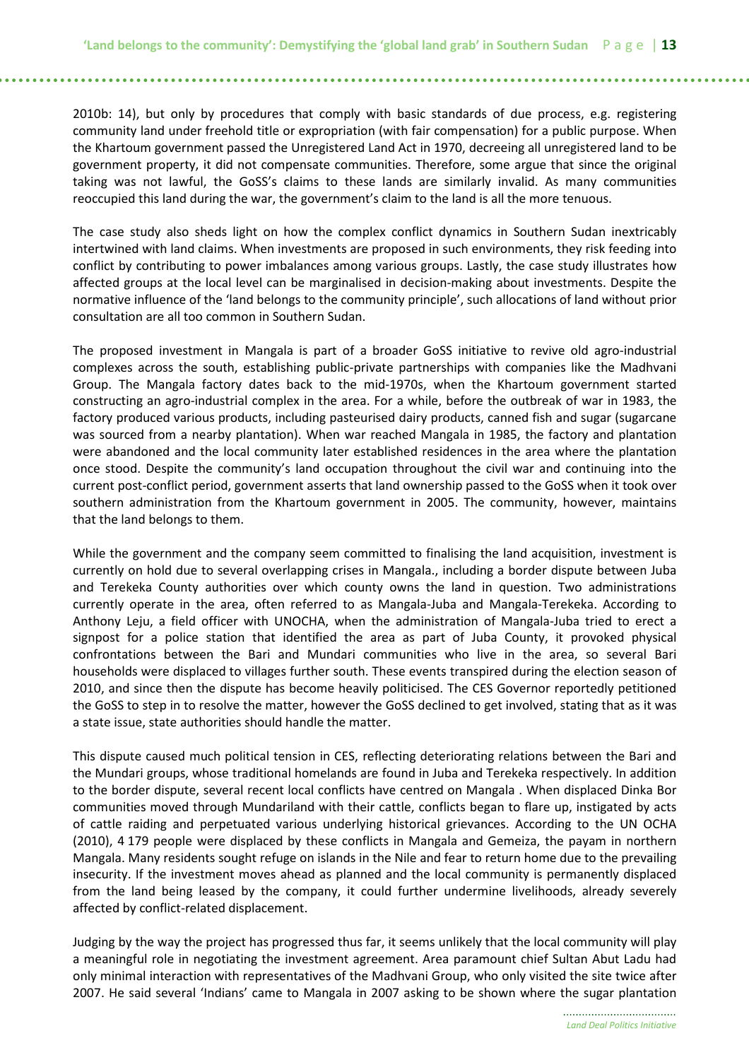2010b: 14), but only by procedures that comply with basic standards of due process, e.g. registering community land under freehold title or expropriation (with fair compensation) for a public purpose. When the Khartoum government passed the Unregistered Land Act in 1970, decreeing all unregistered land to be government property, it did not compensate communities. Therefore, some argue that since the original taking was not lawful, the GoSS's claims to these lands are similarly invalid. As many communities reoccupied this land during the war, the government's claim to the land is all the more tenuous.

The case study also sheds light on how the complex conflict dynamics in Southern Sudan inextricably intertwined with land claims. When investments are proposed in such environments, they risk feeding into conflict by contributing to power imbalances among various groups. Lastly, the case study illustrates how affected groups at the local level can be marginalised in decision-making about investments. Despite the normative influence of the 'land belongs to the community principle', such allocations of land without prior consultation are all too common in Southern Sudan.

The proposed investment in Mangala is part of a broader GoSS initiative to revive old agro-industrial complexes across the south, establishing public-private partnerships with companies like the Madhvani Group. The Mangala factory dates back to the mid-1970s, when the Khartoum government started constructing an agro-industrial complex in the area. For a while, before the outbreak of war in 1983, the factory produced various products, including pasteurised dairy products, canned fish and sugar (sugarcane was sourced from a nearby plantation). When war reached Mangala in 1985, the factory and plantation were abandoned and the local community later established residences in the area where the plantation once stood. Despite the community's land occupation throughout the civil war and continuing into the current post-conflict period, government asserts that land ownership passed to the GoSS when it took over southern administration from the Khartoum government in 2005. The community, however, maintains that the land belongs to them.

While the government and the company seem committed to finalising the land acquisition, investment is currently on hold due to several overlapping crises in Mangala., including a border dispute between Juba and Terekeka County authorities over which county owns the land in question. Two administrations currently operate in the area, often referred to as Mangala-Juba and Mangala-Terekeka. According to Anthony Leju, a field officer with UNOCHA, when the administration of Mangala-Juba tried to erect a signpost for a police station that identified the area as part of Juba County, it provoked physical confrontations between the Bari and Mundari communities who live in the area, so several Bari households were displaced to villages further south. These events transpired during the election season of 2010, and since then the dispute has become heavily politicised. The CES Governor reportedly petitioned the GoSS to step in to resolve the matter, however the GoSS declined to get involved, stating that as it was a state issue, state authorities should handle the matter.

This dispute caused much political tension in CES, reflecting deteriorating relations between the Bari and the Mundari groups, whose traditional homelands are found in Juba and Terekeka respectively. In addition to the border dispute, several recent local conflicts have centred on Mangala . When displaced Dinka Bor communities moved through Mundariland with their cattle, conflicts began to flare up, instigated by acts of cattle raiding and perpetuated various underlying historical grievances. According to the UN OCHA (2010), 4 179 people were displaced by these conflicts in Mangala and Gemeiza, the payam in northern Mangala. Many residents sought refuge on islands in the Nile and fear to return home due to the prevailing insecurity. If the investment moves ahead as planned and the local community is permanently displaced from the land being leased by the company, it could further undermine livelihoods, already severely affected by conflict-related displacement.

Judging by the way the project has progressed thus far, it seems unlikely that the local community will play a meaningful role in negotiating the investment agreement. Area paramount chief Sultan Abut Ladu had only minimal interaction with representatives of the Madhvani Group, who only visited the site twice after 2007. He said several 'Indians' came to Mangala in 2007 asking to be shown where the sugar plantation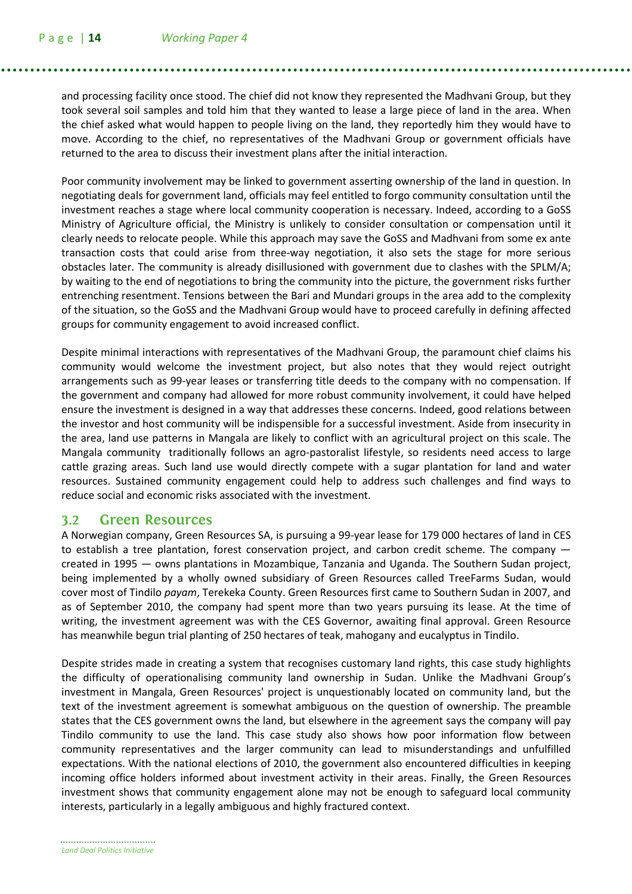and processing facility once stood. The chief did not know they represented the Madhvani Group, but they took several soil samples and told him that they wanted to lease a large piece of land in the area. When the chief asked what would happen to people living on the land, they reportedly him they would have to move. According to the chief, no representatives of the Madhvani Group or government officials have returned to the area to discuss their investment plans after the initial interaction.

Poor community involvement may be linked to government asserting ownership of the land in question. In negotiating deals for government land, officials may feel entitled to forgo community consultation until the investment reaches a stage where local community cooperation is necessary. Indeed, according to a GoSS Ministry of Agriculture official, the Ministry is unlikely to consider consultation or compensation until it clearly needs to relocate people. While this approach may save the GoSS and Madhvani from some ex ante transaction costs that could arise from three-way negotiation, it also sets the stage for more serious obstacles later. The community is already disillusioned with government due to clashes with the SPLM/A; by waiting to the end of negotiations to bring the community into the picture, the government risks further entrenching resentment. Tensions between the Bari and Mundari groups in the area add to the complexity of the situation, so the GoSS and the Madhvani Group would have to proceed carefully in defining affected groups for community engagement to avoid increased conflict.

Despite minimal interactions with representatives of the Madhvani Group, the paramount chief claims his community would welcome the investment project, but also notes that they would reject outright arrangements such as 99-year leases or transferring title deeds to the company with no compensation. If the government and company had allowed for more robust community involvement, it could have helped ensure the investment is designed in a way that addresses these concerns. Indeed, good relations between the investor and host community will be indispensible for a successful investment. Aside from insecurity in the area, land use patterns in Mangala are likely to conflict with an agricultural project on this scale. The Mangala community traditionally follows an agro-pastoralist lifestyle, so residents need access to large cattle grazing areas. Such land use would directly compete with a sugar plantation for land and water resources. Sustained community engagement could help to address such challenges and find ways to reduce social and economic risks associated with the investment.

## 3.2 Green Resources

A Norwegian company, Green Resources SA, is pursuing a 99-year lease for 179 000 hectares of land in CES to establish a tree plantation, forest conservation project, and carbon credit scheme. The company — created in 1995 — owns plantations in Mozambique, Tanzania and Uganda. The Southern Sudan project, being implemented by a wholly owned subsidiary of Green Resources called TreeFarms Sudan, would cover most of Tindilo *payam*, Terekeka County. Green Resources first came to Southern Sudan in 2007, and as of September 2010, the company had spent more than two years pursuing its lease. At the time of writing, the investment agreement was with the CES Governor, awaiting final approval. Green Resource has meanwhile begun trial planting of 250 hectares of teak, mahogany and eucalyptus in Tindilo.

Despite strides made in creating a system that recognises customary land rights, this case study highlights the difficulty of operationalising community land ownership in Sudan. Unlike the Madhvani Group's investment in Mangala, Green Resources' project is unquestionably located on community land, but the text of the investment agreement is somewhat ambiguous on the question of ownership. The preamble states that the CES government owns the land, but elsewhere in the agreement says the company will pay Tindilo community to use the land. This case study also shows how poor information flow between community representatives and the larger community can lead to misunderstandings and unfulfilled expectations. With the national elections of 2010, the government also encountered difficulties in keeping incoming office holders informed about investment activity in their areas. Finally, the Green Resources investment shows that community engagement alone may not be enough to safeguard local community interests, particularly in a legally ambiguous and highly fractured context.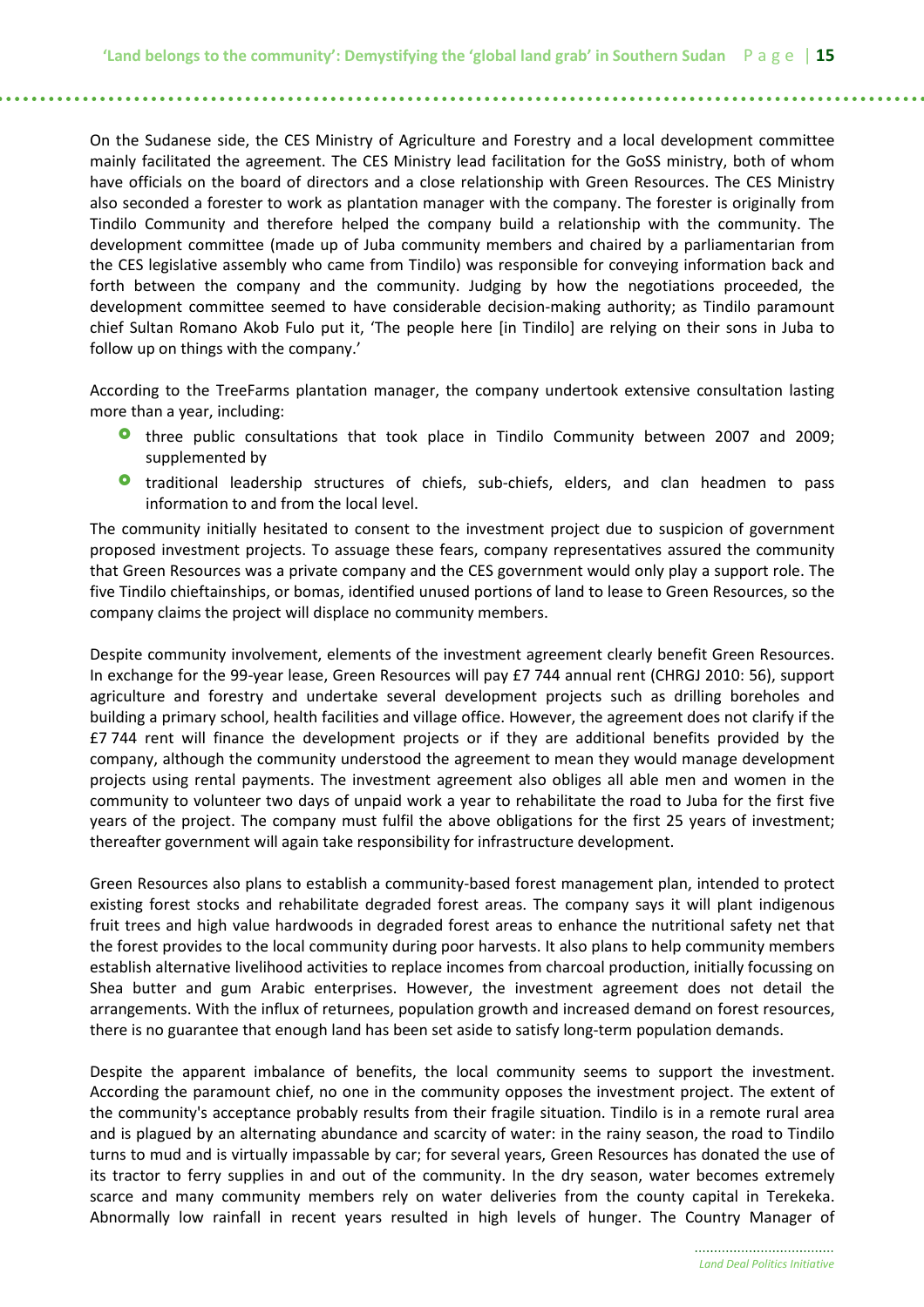On the Sudanese side, the CES Ministry of Agriculture and Forestry and a local development committee mainly facilitated the agreement. The CES Ministry lead facilitation for the GoSS ministry, both of whom have officials on the board of directors and a close relationship with Green Resources. The CES Ministry also seconded a forester to work as plantation manager with the company. The forester is originally from Tindilo Community and therefore helped the company build a relationship with the community. The development committee (made up of Juba community members and chaired by a parliamentarian from the CES legislative assembly who came from Tindilo) was responsible for conveying information back and forth between the company and the community. Judging by how the negotiations proceeded, the development committee seemed to have considerable decision-making authority; as Tindilo paramount chief Sultan Romano Akob Fulo put it, 'The people here [in Tindilo] are relying on their sons in Juba to follow up on things with the company.'

According to the TreeFarms plantation manager, the company undertook extensive consultation lasting more than a year, including:

- three public consultations that took place in Tindilo Community between 2007 and 2009; supplemented by
- traditional leadership structures of chiefs, sub-chiefs, elders, and clan headmen to pass information to and from the local level.

The community initially hesitated to consent to the investment project due to suspicion of government proposed investment projects. To assuage these fears, company representatives assured the community that Green Resources was a private company and the CES government would only play a support role. The five Tindilo chieftainships, or bomas, identified unused portions of land to lease to Green Resources, so the company claims the project will displace no community members.

Despite community involvement, elements of the investment agreement clearly benefit Green Resources. In exchange for the 99-year lease, Green Resources will pay £7 744 annual rent (CHRGJ 2010: 56), support agriculture and forestry and undertake several development projects such as drilling boreholes and building a primary school, health facilities and village office. However, the agreement does not clarify if the £7 744 rent will finance the development projects or if they are additional benefits provided by the company, although the community understood the agreement to mean they would manage development projects using rental payments. The investment agreement also obliges all able men and women in the community to volunteer two days of unpaid work a year to rehabilitate the road to Juba for the first five years of the project. The company must fulfil the above obligations for the first 25 years of investment; thereafter government will again take responsibility for infrastructure development.

Green Resources also plans to establish a community-based forest management plan, intended to protect existing forest stocks and rehabilitate degraded forest areas. The company says it will plant indigenous fruit trees and high value hardwoods in degraded forest areas to enhance the nutritional safety net that the forest provides to the local community during poor harvests. It also plans to help community members establish alternative livelihood activities to replace incomes from charcoal production, initially focussing on Shea butter and gum Arabic enterprises. However, the investment agreement does not detail the arrangements. With the influx of returnees, population growth and increased demand on forest resources, there is no guarantee that enough land has been set aside to satisfy long-term population demands.

Despite the apparent imbalance of benefits, the local community seems to support the investment. According the paramount chief, no one in the community opposes the investment project. The extent of the community's acceptance probably results from their fragile situation. Tindilo is in a remote rural area and is plagued by an alternating abundance and scarcity of water: in the rainy season, the road to Tindilo turns to mud and is virtually impassable by car; for several years, Green Resources has donated the use of its tractor to ferry supplies in and out of the community. In the dry season, water becomes extremely scarce and many community members rely on water deliveries from the county capital in Terekeka. Abnormally low rainfall in recent years resulted in high levels of hunger. The Country Manager of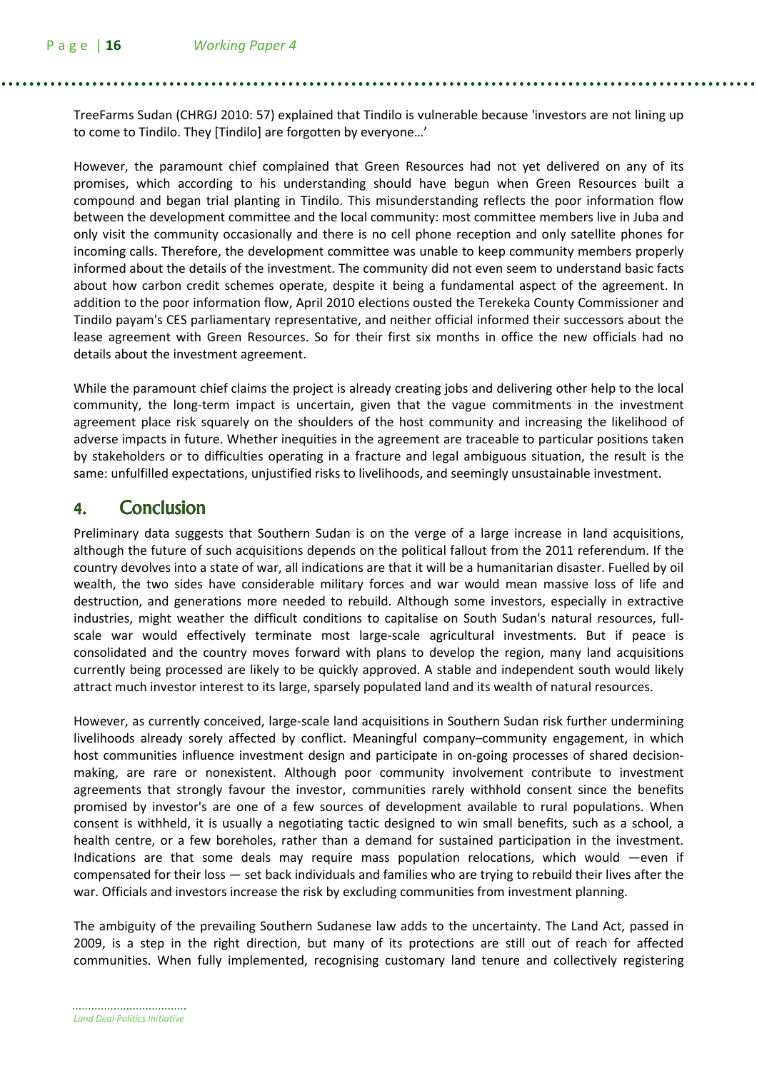TreeFarms Sudan (CHRGJ 2010: 57) explained that Tindilo is vulnerable because 'investors are not lining up to come to Tindilo. They [Tindilo] are forgotten by everyone…'

However, the paramount chief complained that Green Resources had not yet delivered on any of its promises, which according to his understanding should have begun when Green Resources built a compound and began trial planting in Tindilo. This misunderstanding reflects the poor information flow between the development committee and the local community: most committee members live in Juba and only visit the community occasionally and there is no cell phone reception and only satellite phones for incoming calls. Therefore, the development committee was unable to keep community members properly informed about the details of the investment. The community did not even seem to understand basic facts about how carbon credit schemes operate, despite it being a fundamental aspect of the agreement. In addition to the poor information flow, April 2010 elections ousted the Terekeka County Commissioner and Tindilo payam's CES parliamentary representative, and neither official informed their successors about the lease agreement with Green Resources. So for their first six months in office the new officials had no details about the investment agreement.

While the paramount chief claims the project is already creating jobs and delivering other help to the local community, the long-term impact is uncertain, given that the vague commitments in the investment agreement place risk squarely on the shoulders of the host community and increasing the likelihood of adverse impacts in future. Whether inequities in the agreement are traceable to particular positions taken by stakeholders or to difficulties operating in a fracture and legal ambiguous situation, the result is the same: unfulfilled expectations, unjustified risks to livelihoods, and seemingly unsustainable investment.

## 4. Conclusion

Preliminary data suggests that Southern Sudan is on the verge of a large increase in land acquisitions, although the future of such acquisitions depends on the political fallout from the 2011 referendum. If the country devolves into a state of war, all indications are that it will be a humanitarian disaster. Fuelled by oil wealth, the two sides have considerable military forces and war would mean massive loss of life and destruction, and generations more needed to rebuild. Although some investors, especially in extractive industries, might weather the difficult conditions to capitalise on South Sudan's natural resources, full-scale war would effectively terminate most large-scale agricultural investments. But if peace is consolidated and the country moves forward with plans to develop the region, many land acquisitions currently being processed are likely to be quickly approved. A stable and independent south would likely attract much investor interest to its large, sparsely populated land and its wealth of natural resources.

However, as currently conceived, large-scale land acquisitions in Southern Sudan risk further undermining livelihoods already sorely affected by conflict. Meaningful company–community engagement, in which host communities influence investment design and participate in on-going processes of shared decision-making, are rare or nonexistent. Although poor community involvement contribute to investment agreements that strongly favour the investor, communities rarely withhold consent since the benefits promised by investor's are one of a few sources of development available to rural populations. When consent is withheld, it is usually a negotiating tactic designed to win small benefits, such as a school, a health centre, or a few boreholes, rather than a demand for sustained participation in the investment. Indications are that some deals may require mass population relocations, which would —even if compensated for their loss — set back individuals and families who are trying to rebuild their lives after the war. Officials and investors increase the risk by excluding communities from investment planning.

The ambiguity of the prevailing Southern Sudanese law adds to the uncertainty. The Land Act, passed in 2009, is a step in the right direction, but many of its protections are still out of reach for affected communities. When fully implemented, recognising customary land tenure and collectively registering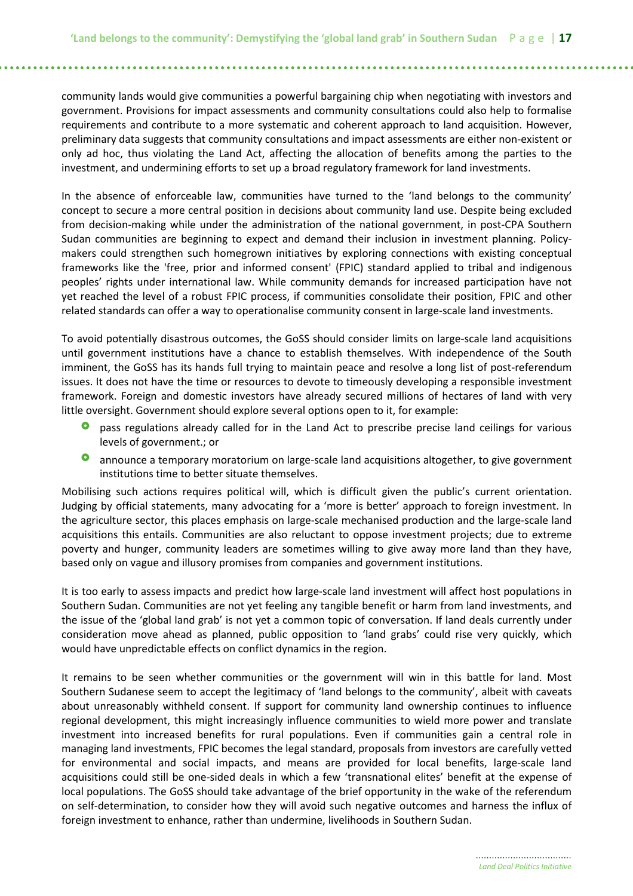community lands would give communities a powerful bargaining chip when negotiating with investors and government. Provisions for impact assessments and community consultations could also help to formalise requirements and contribute to a more systematic and coherent approach to land acquisition. However, preliminary data suggests that community consultations and impact assessments are either non-existent or only ad hoc, thus violating the Land Act, affecting the allocation of benefits among the parties to the investment, and undermining efforts to set up a broad regulatory framework for land investments.

In the absence of enforceable law, communities have turned to the 'land belongs to the community' concept to secure a more central position in decisions about community land use. Despite being excluded from decision-making while under the administration of the national government, in post-CPA Southern Sudan communities are beginning to expect and demand their inclusion in investment planning. Policy-makers could strengthen such homegrown initiatives by exploring connections with existing conceptual frameworks like the 'free, prior and informed consent' (FPIC) standard applied to tribal and indigenous peoples' rights under international law. While community demands for increased participation have not yet reached the level of a robust FPIC process, if communities consolidate their position, FPIC and other related standards can offer a way to operationalise community consent in large-scale land investments.

To avoid potentially disastrous outcomes, the GoSS should consider limits on large-scale land acquisitions until government institutions have a chance to establish themselves. With independence of the South imminent, the GoSS has its hands full trying to maintain peace and resolve a long list of post-referendum issues. It does not have the time or resources to devote to timeously developing a responsible investment framework. Foreign and domestic investors have already secured millions of hectares of land with very little oversight. Government should explore several options open to it, for example:

- pass regulations already called for in the Land Act to prescribe precise land ceilings for various levels of government.; or
- announce a temporary moratorium on large-scale land acquisitions altogether, to give government institutions time to better situate themselves.

Mobilising such actions requires political will, which is difficult given the public's current orientation. Judging by official statements, many advocating for a 'more is better' approach to foreign investment. In the agriculture sector, this places emphasis on large-scale mechanised production and the large-scale land acquisitions this entails. Communities are also reluctant to oppose investment projects; due to extreme poverty and hunger, community leaders are sometimes willing to give away more land than they have, based only on vague and illusory promises from companies and government institutions.

It is too early to assess impacts and predict how large-scale land investment will affect host populations in Southern Sudan. Communities are not yet feeling any tangible benefit or harm from land investments, and the issue of the 'global land grab' is not yet a common topic of conversation. If land deals currently under consideration move ahead as planned, public opposition to 'land grabs' could rise very quickly, which would have unpredictable effects on conflict dynamics in the region.

It remains to be seen whether communities or the government will win in this battle for land. Most Southern Sudanese seem to accept the legitimacy of 'land belongs to the community', albeit with caveats about unreasonably withheld consent. If support for community land ownership continues to influence regional development, this might increasingly influence communities to wield more power and translate investment into increased benefits for rural populations. Even if communities gain a central role in managing land investments, FPIC becomes the legal standard, proposals from investors are carefully vetted for environmental and social impacts, and means are provided for local benefits, large-scale land acquisitions could still be one-sided deals in which a few 'transnational elites' benefit at the expense of local populations. The GoSS should take advantage of the brief opportunity in the wake of the referendum on self-determination, to consider how they will avoid such negative outcomes and harness the influx of foreign investment to enhance, rather than undermine, livelihoods in Southern Sudan.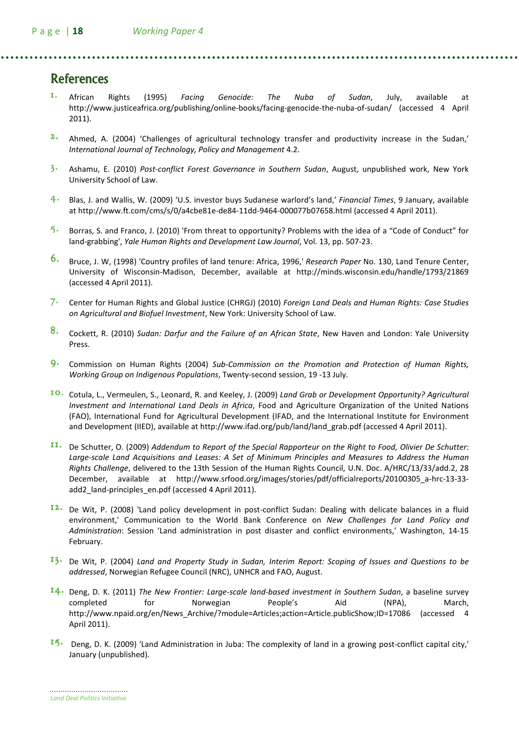## References

1. African Rights (1995) *Facing Genocide: The Nuba of Sudan*, July, available at http://www.justiceafrica.org/publishing/online-books/facing-genocide-the-nuba-of-sudan/ (accessed 4 April 2011).

2. Ahmed, A. (2004) 'Challenges of agricultural technology transfer and productivity increase in the Sudan,' *International Journal of Technology, Policy and Management* 4.2.

3. Ashamu, E. (2010) *Post-conflict Forest Governance in Southern Sudan*, August, unpublished work, New York University School of Law.

4. Blas, J. and Wallis, W. (2009) 'U.S. investor buys Sudanese warlord's land,' *Financial Times*, 9 January, available at http://www.ft.com/cms/s/0/a4cbe81e-de84-11dd-9464-000077b07658.html (accessed 4 April 2011).

5. Borras, S. and Franco, J. (2010) 'From threat to opportunity? Problems with the idea of a "Code of Conduct" for land-grabbing', *Yale Human Rights and Development Law Journal*, Vol. 13, pp. 507-23.

6. Bruce, J. W, (1998) 'Country profiles of land tenure: Africa, 1996,' *Research Paper* No. 130, Land Tenure Center, University of Wisconsin-Madison, December, available at http://minds.wisconsin.edu/handle/1793/21869 (accessed 4 April 2011).

7. Center for Human Rights and Global Justice (CHRGJ) (2010) *Foreign Land Deals and Human Rights: Case Studies on Agricultural and Biofuel Investment*, New York: University School of Law.

8. Cockett, R. (2010) *Sudan: Darfur and the Failure of an African State*, New Haven and London: Yale University Press.

9. Commission on Human Rights (2004) *Sub-Commission on the Promotion and Protection of Human Rights, Working Group on Indigenous Populations*, Twenty-second session, 19 -13 July.

10. Cotula, L., Vermeulen, S., Leonard, R. and Keeley, J. (2009) *Land Grab or Development Opportunity? Agricultural Investment and International Land Deals in Africa*, Food and Agriculture Organization of the United Nations (FAO), International Fund for Agricultural Development (IFAD, and the International Institute for Environment and Development (IIED), available at http://www.ifad.org/pub/land/land_grab.pdf (accessed 4 April 2011).

11. De Schutter, O. (2009) *Addendum to Report of the Special Rapporteur on the Right to Food, Olivier De Schutter: Large-scale Land Acquisitions and Leases: A Set of Minimum Principles and Measures to Address the Human Rights Challenge*, delivered to the 13th Session of the Human Rights Council, U.N. Doc. A/HRC/13/33/add.2, 28 December, available at http://www.srfood.org/images/stories/pdf/officialreports/20100305_a-hrc-13-33-add2_land-principles_en.pdf (accessed 4 April 2011).

12. De Wit, P. (2008) 'Land policy development in post-conflict Sudan: Dealing with delicate balances in a fluid environment,' Communication to the World Bank Conference on *New Challenges for Land Policy and Administration*: Session 'Land administration in post disaster and conflict environments,' Washington, 14-15 February.

13. De Wit, P. (2004) *Land and Property Study in Sudan, Interim Report: Scoping of Issues and Questions to be addressed*, Norwegian Refugee Council (NRC), UNHCR and FAO, August.

14. Deng, D. K. (2011) *The New Frontier: Large-scale land-based investment in Southern Sudan*, a baseline survey completed for Norwegian People's Aid (NPA), March, http://www.npaid.org/en/News_Archive/?module=Articles;action=Article.publicShow;ID=17086 (accessed 4 April 2011).

15. Deng, D. K. (2009) 'Land Administration in Juba: The complexity of land in a growing post-conflict capital city,' January (unpublished).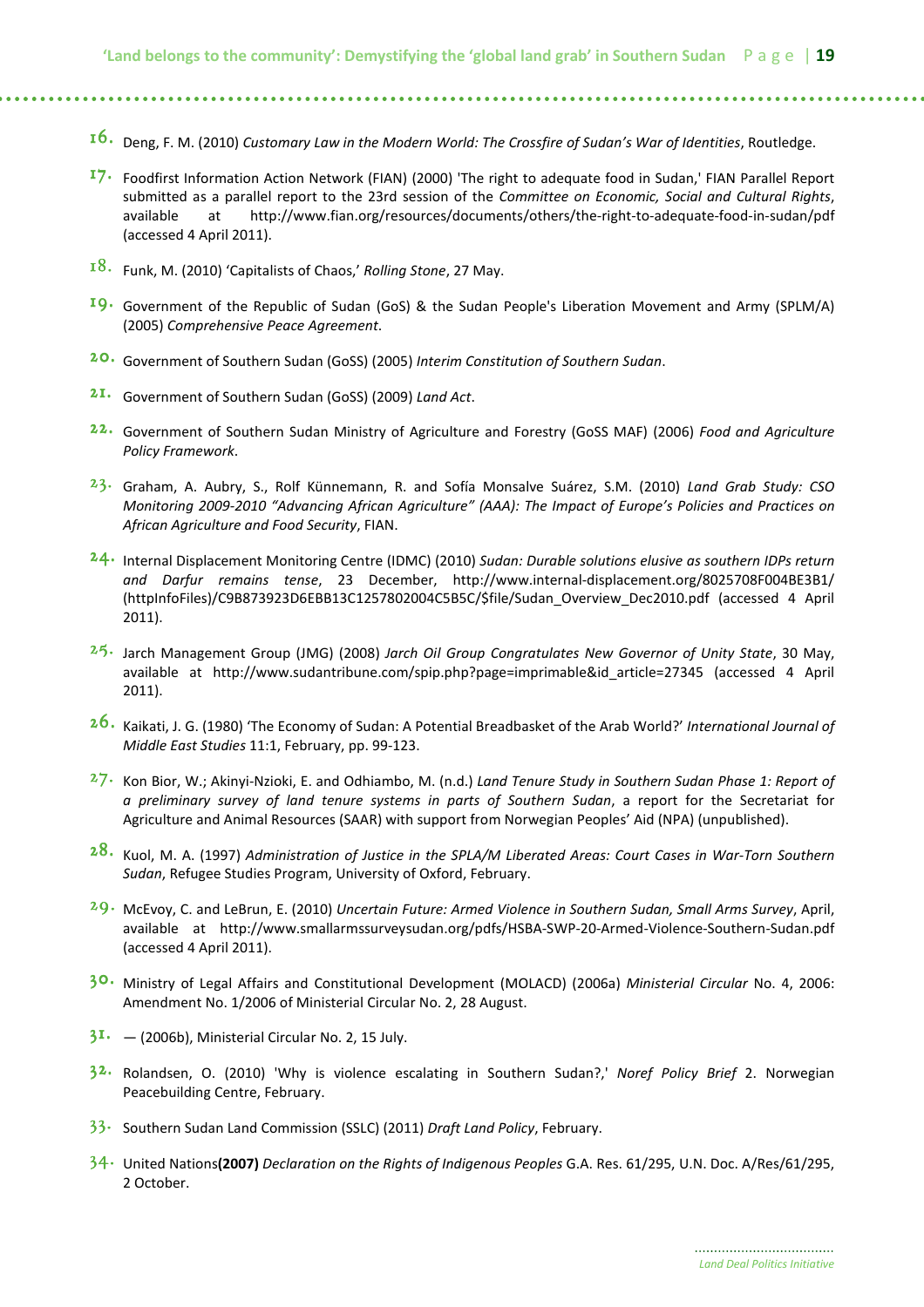16. Deng, F. M. (2010) *Customary Law in the Modern World: The Crossfire of Sudan's War of Identities*, Routledge.

17. Foodfirst Information Action Network (FIAN) (2000) 'The right to adequate food in Sudan,' FIAN Parallel Report submitted as a parallel report to the 23rd session of the *Committee on Economic, Social and Cultural Rights*, available at http://www.fian.org/resources/documents/others/the-right-to-adequate-food-in-sudan/pdf (accessed 4 April 2011).

18. Funk, M. (2010) 'Capitalists of Chaos,' *Rolling Stone*, 27 May.

19. Government of the Republic of Sudan (GoS) & the Sudan People's Liberation Movement and Army (SPLM/A) (2005) *Comprehensive Peace Agreement*.

20. Government of Southern Sudan (GoSS) (2005) *Interim Constitution of Southern Sudan*.

21. Government of Southern Sudan (GoSS) (2009) *Land Act*.

22. Government of Southern Sudan Ministry of Agriculture and Forestry (GoSS MAF) (2006) *Food and Agriculture Policy Framework*.

23. Graham, A. Aubry, S., Rolf Künnemann, R. and Sofía Monsalve Suárez, S.M. (2010) *Land Grab Study: CSO Monitoring 2009-2010 "Advancing African Agriculture" (AAA): The Impact of Europe's Policies and Practices on African Agriculture and Food Security*, FIAN.

24. Internal Displacement Monitoring Centre (IDMC) (2010) *Sudan: Durable solutions elusive as southern IDPs return and Darfur remains tense*, 23 December, http://www.internal-displacement.org/8025708F004BE3B1/(httpInfoFiles)/C9B873923D6EBB13C1257802004C5B5C/$file/Sudan_Overview_Dec2010.pdf (accessed 4 April 2011).

25. Jarch Management Group (JMG) (2008) *Jarch Oil Group Congratulates New Governor of Unity State*, 30 May, available at http://www.sudantribune.com/spip.php?page=imprimable&id_article=27345 (accessed 4 April 2011).

26. Kaikati, J. G. (1980) 'The Economy of Sudan: A Potential Breadbasket of the Arab World?' *International Journal of Middle East Studies* 11:1, February, pp. 99-123.

27. Kon Bior, W.; Akinyi-Nzioki, E. and Odhiambo, M. (n.d.) *Land Tenure Study in Southern Sudan Phase 1: Report of a preliminary survey of land tenure systems in parts of Southern Sudan*, a report for the Secretariat for Agriculture and Animal Resources (SAAR) with support from Norwegian Peoples' Aid (NPA) (unpublished).

28. Kuol, M. A. (1997) *Administration of Justice in the SPLA/M Liberated Areas: Court Cases in War-Torn Southern Sudan*, Refugee Studies Program, University of Oxford, February.

29. McEvoy, C. and LeBrun, E. (2010) *Uncertain Future: Armed Violence in Southern Sudan, Small Arms Survey*, April, available at http://www.smallarmssurveysudan.org/pdfs/HSBA-SWP-20-Armed-Violence-Southern-Sudan.pdf (accessed 4 April 2011).

30. Ministry of Legal Affairs and Constitutional Development (MOLACD) (2006a) *Ministerial Circular* No. 4, 2006: Amendment No. 1/2006 of Ministerial Circular No. 2, 28 August.

31. — (2006b), Ministerial Circular No. 2, 15 July.

32. Rolandsen, O. (2010) 'Why is violence escalating in Southern Sudan?,' *Noref Policy Brief* 2. Norwegian Peacebuilding Centre, February.

33. Southern Sudan Land Commission (SSLC) (2011) *Draft Land Policy*, February.

34. United Nations**(2007)** *Declaration on the Rights of Indigenous Peoples* G.A. Res. 61/295, U.N. Doc. A/Res/61/295, 2 October.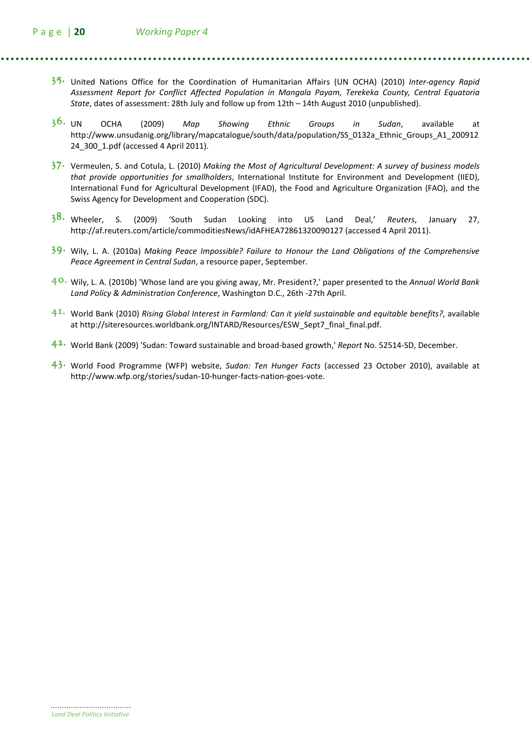35. United Nations Office for the Coordination of Humanitarian Affairs (UN OCHA) (2010) *Inter-agency Rapid Assessment Report for Conflict Affected Population in Mangala Payam, Terekeka County, Central Equatoria State*, dates of assessment: 28th July and follow up from 12th – 14th August 2010 (unpublished).

36. UN OCHA (2009) *Map Showing Ethnic Groups in Sudan*, available at http://www.unsudanig.org/library/mapcatalogue/south/data/population/SS_0132a_Ethnic_Groups_A1_20091224_300_1.pdf (accessed 4 April 2011).

37. Vermeulen, S. and Cotula, L. (2010) *Making the Most of Agricultural Development: A survey of business models that provide opportunities for smallholders*, International Institute for Environment and Development (IIED), International Fund for Agricultural Development (IFAD), the Food and Agriculture Organization (FAO), and the Swiss Agency for Development and Cooperation (SDC).

38. Wheeler, S. (2009) 'South Sudan Looking into US Land Deal,' *Reuters*, January 27, http://af.reuters.com/article/commoditiesNews/idAFHEA72861320090127 (accessed 4 April 2011).

39. Wily, L. A. (2010a) *Making Peace Impossible? Failure to Honour the Land Obligations of the Comprehensive Peace Agreement in Central Sudan*, a resource paper, September.

40. Wily, L. A. (2010b) 'Whose land are you giving away, Mr. President?,' paper presented to the *Annual World Bank Land Policy & Administration Conference*, Washington D.C., 26th -27th April.

41. World Bank (2010) *Rising Global Interest in Farmland: Can it yield sustainable and equitable benefits?,* available at http://siteresources.worldbank.org/INTARD/Resources/ESW_Sept7_final_final.pdf.

42. World Bank (2009) 'Sudan: Toward sustainable and broad-based growth,' *Report* No. 52514-SD, December.

43. World Food Programme (WFP) website, *Sudan: Ten Hunger Facts* (accessed 23 October 2010), available at http://www.wfp.org/stories/sudan-10-hunger-facts-nation-goes-vote.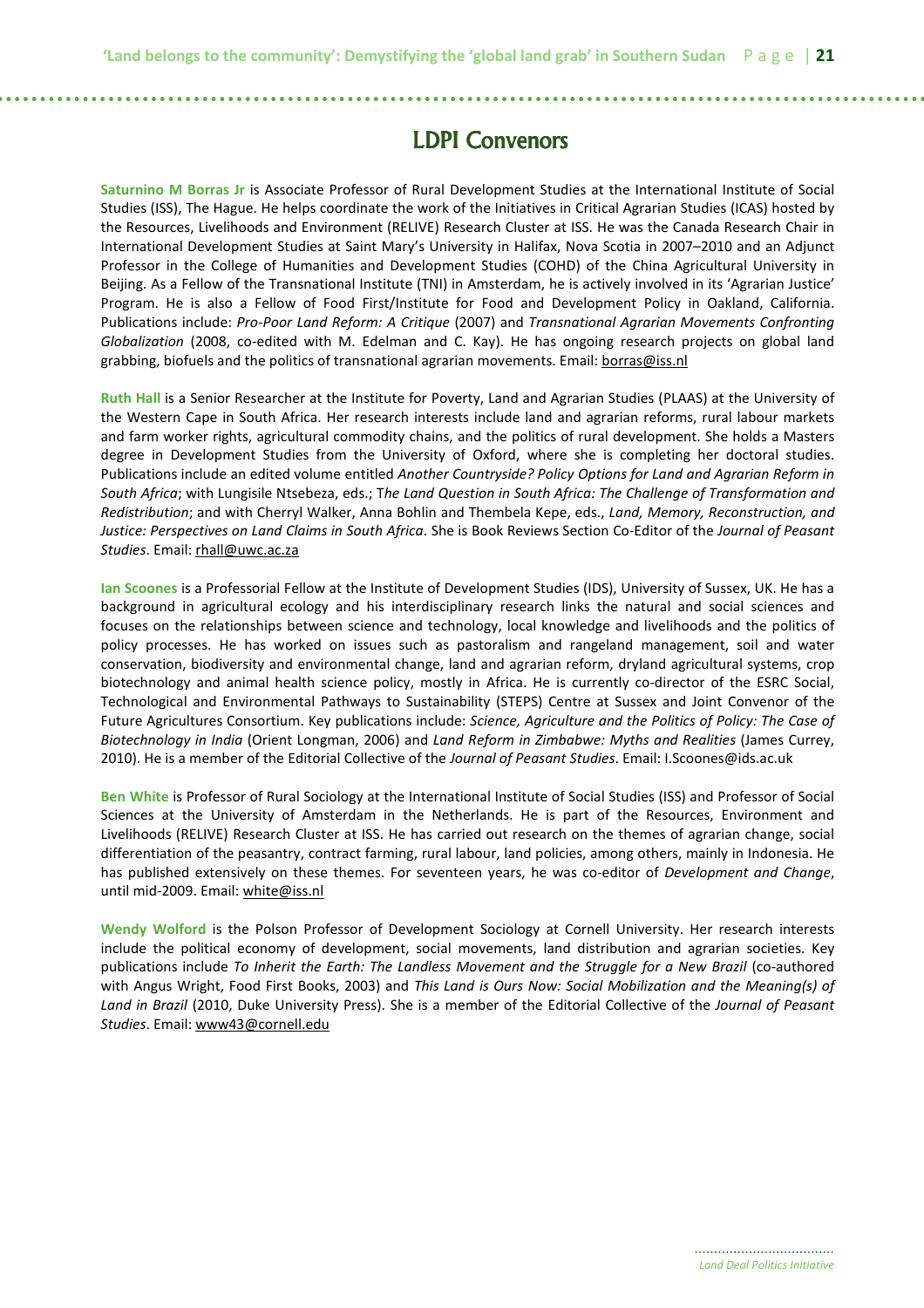# LDPI Convenors

**Saturnino M Borras Jr** is Associate Professor of Rural Development Studies at the International Institute of Social Studies (ISS), The Hague. He helps coordinate the work of the Initiatives in Critical Agrarian Studies (ICAS) hosted by the Resources, Livelihoods and Environment (RELIVE) Research Cluster at ISS. He was the Canada Research Chair in International Development Studies at Saint Mary's University in Halifax, Nova Scotia in 2007–2010 and an Adjunct Professor in the College of Humanities and Development Studies (COHD) of the China Agricultural University in Beijing. As a Fellow of the Transnational Institute (TNI) in Amsterdam, he is actively involved in its 'Agrarian Justice' Program. He is also a Fellow of Food First/Institute for Food and Development Policy in Oakland, California. Publications include: *Pro-Poor Land Reform: A Critique* (2007) and *Transnational Agrarian Movements Confronting Globalization* (2008, co-edited with M. Edelman and C. Kay). He has ongoing research projects on global land grabbing, biofuels and the politics of transnational agrarian movements. Email: borras@iss.nl

**Ruth Hall** is a Senior Researcher at the Institute for Poverty, Land and Agrarian Studies (PLAAS) at the University of the Western Cape in South Africa. Her research interests include land and agrarian reforms, rural labour markets and farm worker rights, agricultural commodity chains, and the politics of rural development. She holds a Masters degree in Development Studies from the University of Oxford, where she is completing her doctoral studies. Publications include an edited volume entitled *Another Countryside? Policy Options for Land and Agrarian Reform in South Africa*; with Lungisile Ntsebeza, eds.; T*he Land Question in South Africa: The Challenge of Transformation and Redistribution*; and with Cherryl Walker, Anna Bohlin and Thembela Kepe, eds., *Land, Memory, Reconstruction, and Justice: Perspectives on Land Claims in South Africa*. She is Book Reviews Section Co-Editor of the *Journal of Peasant Studies*. Email: rhall@uwc.ac.za

**Ian Scoones** is a Professorial Fellow at the Institute of Development Studies (IDS), University of Sussex, UK. He has a background in agricultural ecology and his interdisciplinary research links the natural and social sciences and focuses on the relationships between science and technology, local knowledge and livelihoods and the politics of policy processes. He has worked on issues such as pastoralism and rangeland management, soil and water conservation, biodiversity and environmental change, land and agrarian reform, dryland agricultural systems, crop biotechnology and animal health science policy, mostly in Africa. He is currently co-director of the ESRC Social, Technological and Environmental Pathways to Sustainability (STEPS) Centre at Sussex and Joint Convenor of the Future Agricultures Consortium. Key publications include: *Science, Agriculture and the Politics of Policy: The Case of Biotechnology in India* (Orient Longman, 2006) and *Land Reform in Zimbabwe: Myths and Realities* (James Currey, 2010). He is a member of the Editorial Collective of the *Journal of Peasant Studies*. Email: I.Scoones@ids.ac.uk

**Ben White** is Professor of Rural Sociology at the International Institute of Social Studies (ISS) and Professor of Social Sciences at the University of Amsterdam in the Netherlands. He is part of the Resources, Environment and Livelihoods (RELIVE) Research Cluster at ISS. He has carried out research on the themes of agrarian change, social differentiation of the peasantry, contract farming, rural labour, land policies, among others, mainly in Indonesia. He has published extensively on these themes. For seventeen years, he was co-editor of *Development and Change*, until mid-2009. Email: white@iss.nl

**Wendy Wolford** is the Polson Professor of Development Sociology at Cornell University. Her research interests include the political economy of development, social movements, land distribution and agrarian societies. Key publications include *To Inherit the Earth: The Landless Movement and the Struggle for a New Brazil* (co-authored with Angus Wright, Food First Books, 2003) and *This Land is Ours Now: Social Mobilization and the Meaning(s) of Land in Brazil* (2010, Duke University Press). She is a member of the Editorial Collective of the *Journal of Peasant Studies*. Email: www43@cornell.edu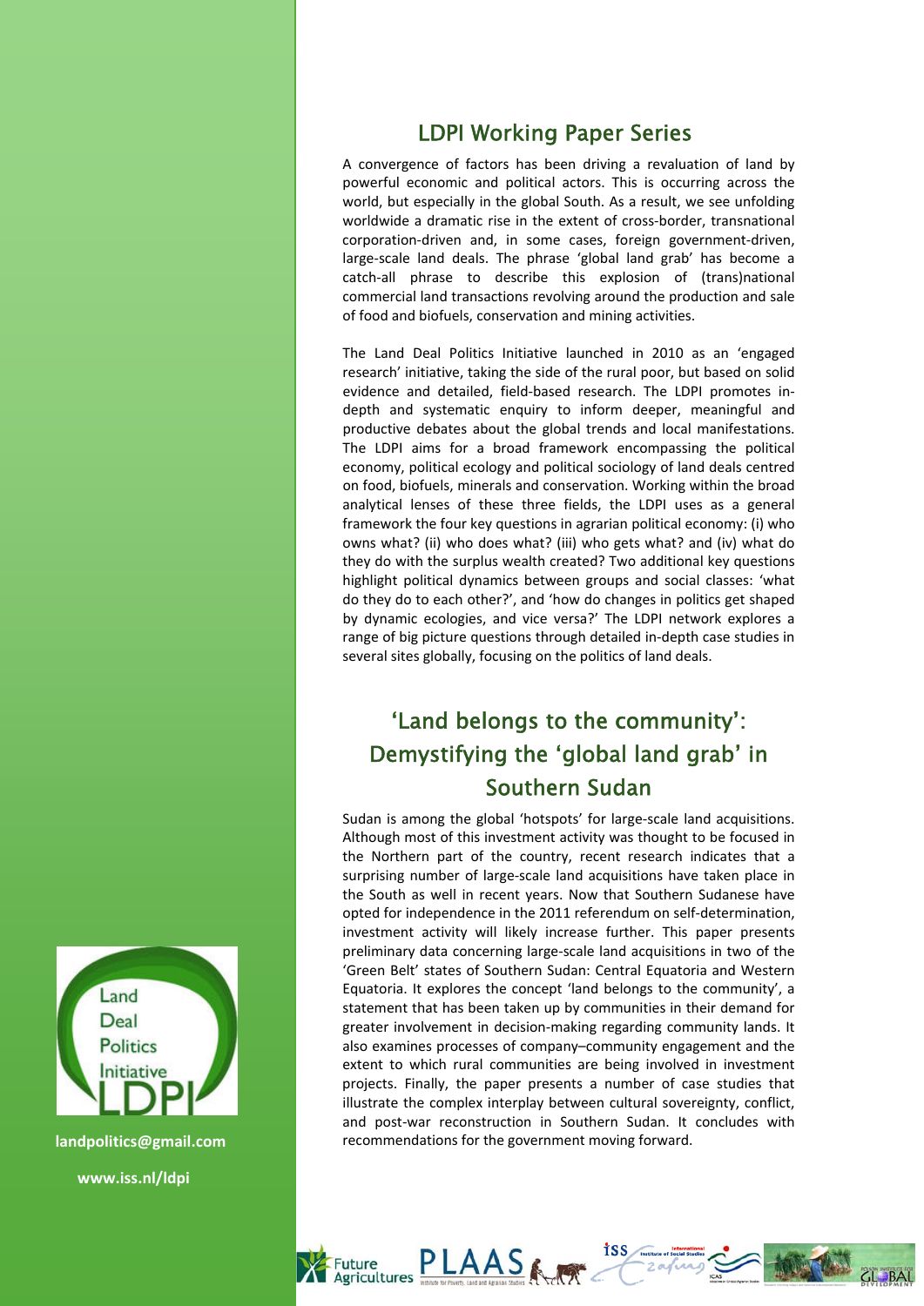## LDPI Working Paper Series

A convergence of factors has been driving a revaluation of land by powerful economic and political actors. This is occurring across the world, but especially in the global South. As a result, we see unfolding worldwide a dramatic rise in the extent of cross-border, transnational corporation-driven and, in some cases, foreign government-driven, large-scale land deals. The phrase 'global land grab' has become a catch-all phrase to describe this explosion of (trans)national commercial land transactions revolving around the production and sale of food and biofuels, conservation and mining activities.

The Land Deal Politics Initiative launched in 2010 as an 'engaged research' initiative, taking the side of the rural poor, but based on solid evidence and detailed, field-based research. The LDPI promotes in-depth and systematic enquiry to inform deeper, meaningful and productive debates about the global trends and local manifestations. The LDPI aims for a broad framework encompassing the political economy, political ecology and political sociology of land deals centred on food, biofuels, minerals and conservation. Working within the broad analytical lenses of these three fields, the LDPI uses as a general framework the four key questions in agrarian political economy: (i) who owns what? (ii) who does what? (iii) who gets what? and (iv) what do they do with the surplus wealth created? Two additional key questions highlight political dynamics between groups and social classes: 'what do they do to each other?', and 'how do changes in politics get shaped by dynamic ecologies, and vice versa?' The LDPI network explores a range of big picture questions through detailed in-depth case studies in several sites globally, focusing on the politics of land deals.

## 'Land belongs to the community': Demystifying the 'global land grab' in Southern Sudan

Sudan is among the global 'hotspots' for large-scale land acquisitions. Although most of this investment activity was thought to be focused in the Northern part of the country, recent research indicates that a surprising number of large-scale land acquisitions have taken place in the South as well in recent years. Now that Southern Sudanese have opted for independence in the 2011 referendum on self-determination, investment activity will likely increase further. This paper presents preliminary data concerning large-scale land acquisitions in two of the 'Green Belt' states of Southern Sudan: Central Equatoria and Western Equatoria. It explores the concept 'land belongs to the community', a statement that has been taken up by communities in their demand for greater involvement in decision-making regarding community lands. It also examines processes of company–community engagement and the extent to which rural communities are being involved in investment projects. Finally, the paper presents a number of case studies that illustrate the complex interplay between cultural sovereignty, conflict, and post-war reconstruction in Southern Sudan. It concludes with recommendations for the government moving forward.

Land Deal Politics Initiative LDPI

**landpolitics@gmail.com**

**www.iss.nl/ldpi**